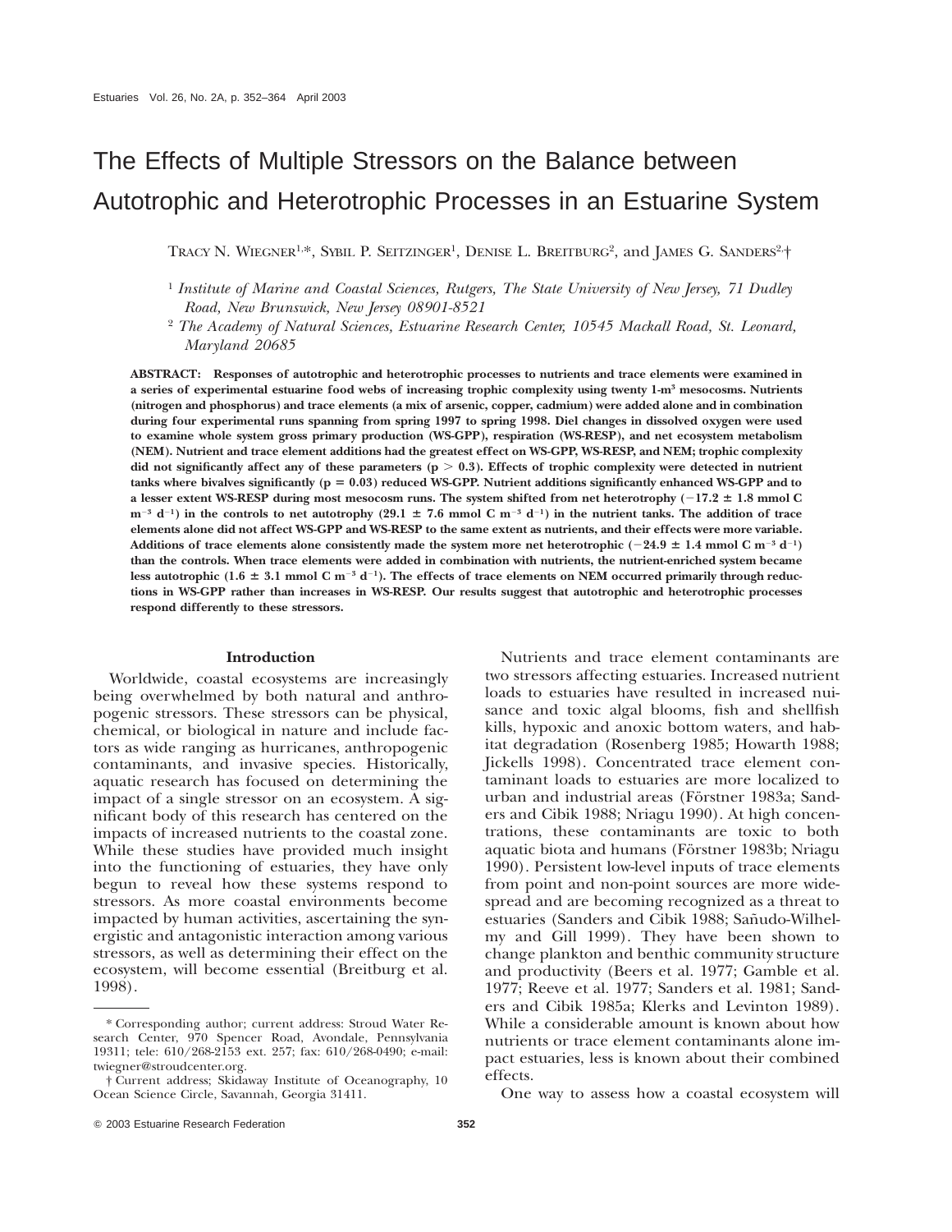# The Effects of Multiple Stressors on the Balance between Autotrophic and Heterotrophic Processes in an Estuarine System

TRACY N. WIEGNER[1,*], SYBIL P. SEITZINGER[1], DENISE L. BREITBURG[2], and JAMES G. SANDERS[2,†]

[1] *Institute of Marine and Coastal Sciences, Rutgers, The State University of New Jersey, 71 Dudley Road, New Brunswick, New Jersey 08901-8521*

[2] *The Academy of Natural Sciences, Estuarine Research Center, 10545 Mackall Road, St. Leonard, Maryland 20685*

**ABSTRACT: Responses of autotrophic and heterotrophic processes to nutrients and trace elements were examined in a series of experimental estuarine food webs of increasing trophic complexity using twenty 1-$m^3$ mesocosms. Nutrients (nitrogen and phosphorus) and trace elements (a mix of arsenic, copper, cadmium) were added alone and in combination during four experimental runs spanning from spring 1997 to spring 1998. Diel changes in dissolved oxygen were used to examine whole system gross primary production (WS-GPP), respiration (WS-RESP), and net ecosystem metabolism (NEM). Nutrient and trace element additions had the greatest effect on WS-GPP, WS-RESP, and NEM; trophic complexity did not significantly affect any of these parameters ($p > 0.3$). Effects of trophic complexity were detected in nutrient tanks where bivalves significantly ($p = 0.03$) reduced WS-GPP. Nutrient additions significantly enhanced WS-GPP and to a lesser extent WS-RESP during most mesocosm runs. The system shifted from net heterotrophy ($-17.2 \pm 1.8$ mmol C $m^{-3}$ $d^{-1}$) in the controls to net autotrophy ($29.1 \pm 7.6$ mmol C $m^{-3}$ $d^{-1}$) in the nutrient tanks. The addition of trace elements alone did not affect WS-GPP and WS-RESP to the same extent as nutrients, and their effects were more variable. Additions of trace elements alone consistently made the system more net heterotrophic ($-24.9 \pm 1.4$ mmol C $m^{-3}$ $d^{-1}$) than the controls. When trace elements were added in combination with nutrients, the nutrient-enriched system became less autotrophic ($1.6 \pm 3.1$ mmol C $m^{-3}$ $d^{-1}$). The effects of trace elements on NEM occurred primarily through reductions in WS-GPP rather than increases in WS-RESP. Our results suggest that autotrophic and heterotrophic processes respond differently to these stressors.**

## Introduction

Worldwide, coastal ecosystems are increasingly being overwhelmed by both natural and anthropogenic stressors. These stressors can be physical, chemical, or biological in nature and include factors as wide ranging as hurricanes, anthropogenic contaminants, and invasive species. Historically, aquatic research has focused on determining the impact of a single stressor on an ecosystem. A significant body of this research has centered on the impacts of increased nutrients to the coastal zone. While these studies have provided much insight into the functioning of estuaries, they have only begun to reveal how these systems respond to stressors. As more coastal environments become impacted by human activities, ascertaining the synergistic and antagonistic interaction among various stressors, as well as determining their effect on the ecosystem, will become essential (Breitburg et al. 1998).

Nutrients and trace element contaminants are two stressors affecting estuaries. Increased nutrient loads to estuaries have resulted in increased nuisance and toxic algal blooms, fish and shellfish kills, hypoxic and anoxic bottom waters, and habitat degradation (Rosenberg 1985; Howarth 1988; Jickells 1998). Concentrated trace element contaminant loads to estuaries are more localized to urban and industrial areas (Förstner 1983a; Sanders and Cibik 1988; Nriagu 1990). At high concentrations, these contaminants are toxic to both aquatic biota and humans (Förstner 1983b; Nriagu 1990). Persistent low-level inputs of trace elements from point and non-point sources are more widespread and are becoming recognized as a threat to estuaries (Sanders and Cibik 1988; Sañudo-Wilhelmy and Gill 1999). They have been shown to change plankton and benthic community structure and productivity (Beers et al. 1977; Gamble et al. 1977; Reeve et al. 1977; Sanders et al. 1981; Sanders and Cibik 1985a; Klerks and Levinton 1989). While a considerable amount is known about how nutrients or trace element contaminants alone impact estuaries, less is known about their combined effects.

One way to assess how a coastal ecosystem will

* Corresponding author; current address: Stroud Water Research Center, 970 Spencer Road, Avondale, Pennsylvania 19311; tele: 610/268-2153 ext. 257; fax: 610/268-0490; e-mail: twiegner@stroudcenter.org.

† Current address; Skidaway Institute of Oceanography, 10 Ocean Science Circle, Savannah, Georgia 31411.

© 2003 Estuarine Research Federation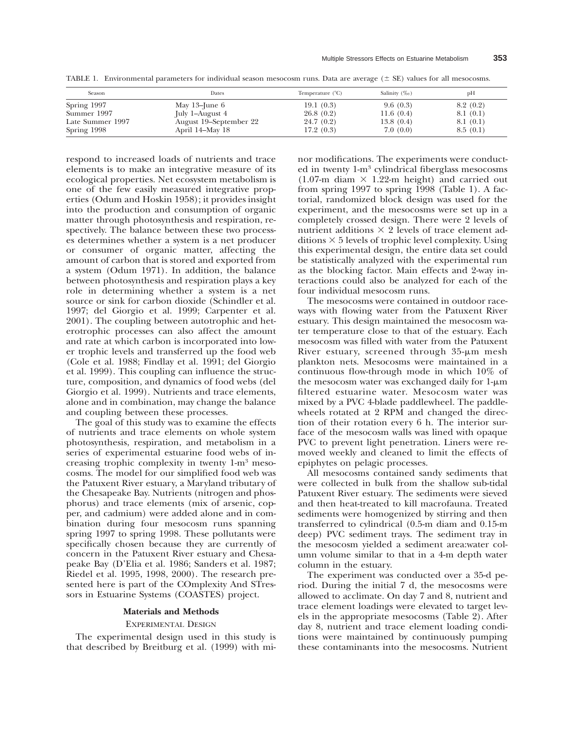TABLE 1. Environmental parameters for individual season mesocosm runs. Data are average (± SE) values for all mesocosms.

| Season | Dates | Temperature (°C) | Salinity (‰) | pH |
|---|---|---|---|---|
| Spring 1997 | May 13–June 6 | 19.1 (0.3) | 9.6 (0.3) | 8.2 (0.2) |
| Summer 1997 | July 1–August 4 | 26.8 (0.2) | 11.6 (0.4) | 8.1 (0.1) |
| Late Summer 1997 | August 19–September 22 | 24.7 (0.2) | 13.8 (0.4) | 8.1 (0.1) |
| Spring 1998 | April 14–May 18 | 17.2 (0.3) | 7.0 (0.0) | 8.5 (0.1) |

respond to increased loads of nutrients and trace elements is to make an integrative measure of its ecological properties. Net ecosystem metabolism is one of the few easily measured integrative properties (Odum and Hoskin 1958); it provides insight into the production and consumption of organic matter through photosynthesis and respiration, respectively. The balance between these two processes determines whether a system is a net producer or consumer of organic matter, affecting the amount of carbon that is stored and exported from a system (Odum 1971). In addition, the balance between photosynthesis and respiration plays a key role in determining whether a system is a net source or sink for carbon dioxide (Schindler et al. 1997; del Giorgio et al. 1999; Carpenter et al. 2001). The coupling between autotrophic and heterotrophic processes can also affect the amount and rate at which carbon is incorporated into lower trophic levels and transferred up the food web (Cole et al. 1988; Findlay et al. 1991; del Giorgio et al. 1999). This coupling can influence the structure, composition, and dynamics of food webs (del Giorgio et al. 1999). Nutrients and trace elements, alone and in combination, may change the balance and coupling between these processes.

The goal of this study was to examine the effects of nutrients and trace elements on whole system photosynthesis, respiration, and metabolism in a series of experimental estuarine food webs of increasing trophic complexity in twenty 1-m$^3$ mesocosms. The model for our simplified food web was the Patuxent River estuary, a Maryland tributary of the Chesapeake Bay. Nutrients (nitrogen and phosphorus) and trace elements (mix of arsenic, copper, and cadmium) were added alone and in combination during four mesocosm runs spanning spring 1997 to spring 1998. These pollutants were specifically chosen because they are currently of concern in the Patuxent River estuary and Chesapeake Bay (D'Elia et al. 1986; Sanders et al. 1987; Riedel et al. 1995, 1998, 2000). The research presented here is part of the COmplexity And STressors in Estuarine Systems (COASTES) project.

## Materials and Methods

### Experimental Design

The experimental design used in this study is that described by Breitburg et al. (1999) with minor modifications. The experiments were conducted in twenty 1-m$^3$ cylindrical fiberglass mesocosms (1.07-m diam × 1.22-m height) and carried out from spring 1997 to spring 1998 (Table 1). A factorial, randomized block design was used for the experiment, and the mesocosms were set up in a completely crossed design. There were 2 levels of nutrient additions × 2 levels of trace element additions × 5 levels of trophic level complexity. Using this experimental design, the entire data set could be statistically analyzed with the experimental run as the blocking factor. Main effects and 2-way interactions could also be analyzed for each of the four individual mesocosm runs.

The mesocosms were contained in outdoor raceways with flowing water from the Patuxent River estuary. This design maintained the mesocosm water temperature close to that of the estuary. Each mesocosm was filled with water from the Patuxent River estuary, screened through 35-μm mesh plankton nets. Mesocosms were maintained in a continuous flow-through mode in which 10% of the mesocosm water was exchanged daily for 1-μm filtered estuarine water. Mesocosm water was mixed by a PVC 4-blade paddlewheel. The paddlewheels rotated at 2 RPM and changed the direction of their rotation every 6 h. The interior surface of the mesocosm walls was lined with opaque PVC to prevent light penetration. Liners were removed weekly and cleaned to limit the effects of epiphytes on pelagic processes.

All mesocosms contained sandy sediments that were collected in bulk from the shallow sub-tidal Patuxent River estuary. The sediments were sieved and then heat-treated to kill macrofauna. Treated sediments were homogenized by stirring and then transferred to cylindrical (0.5-m diam and 0.15-m deep) PVC sediment trays. The sediment tray in the mesocosm yielded a sediment area:water column volume similar to that in a 4-m depth water column in the estuary.

The experiment was conducted over a 35-d period. During the initial 7 d, the mesocosms were allowed to acclimate. On day 7 and 8, nutrient and trace element loadings were elevated to target levels in the appropriate mesocosms (Table 2). After day 8, nutrient and trace element loading conditions were maintained by continuously pumping these contaminants into the mesocosms. Nutrient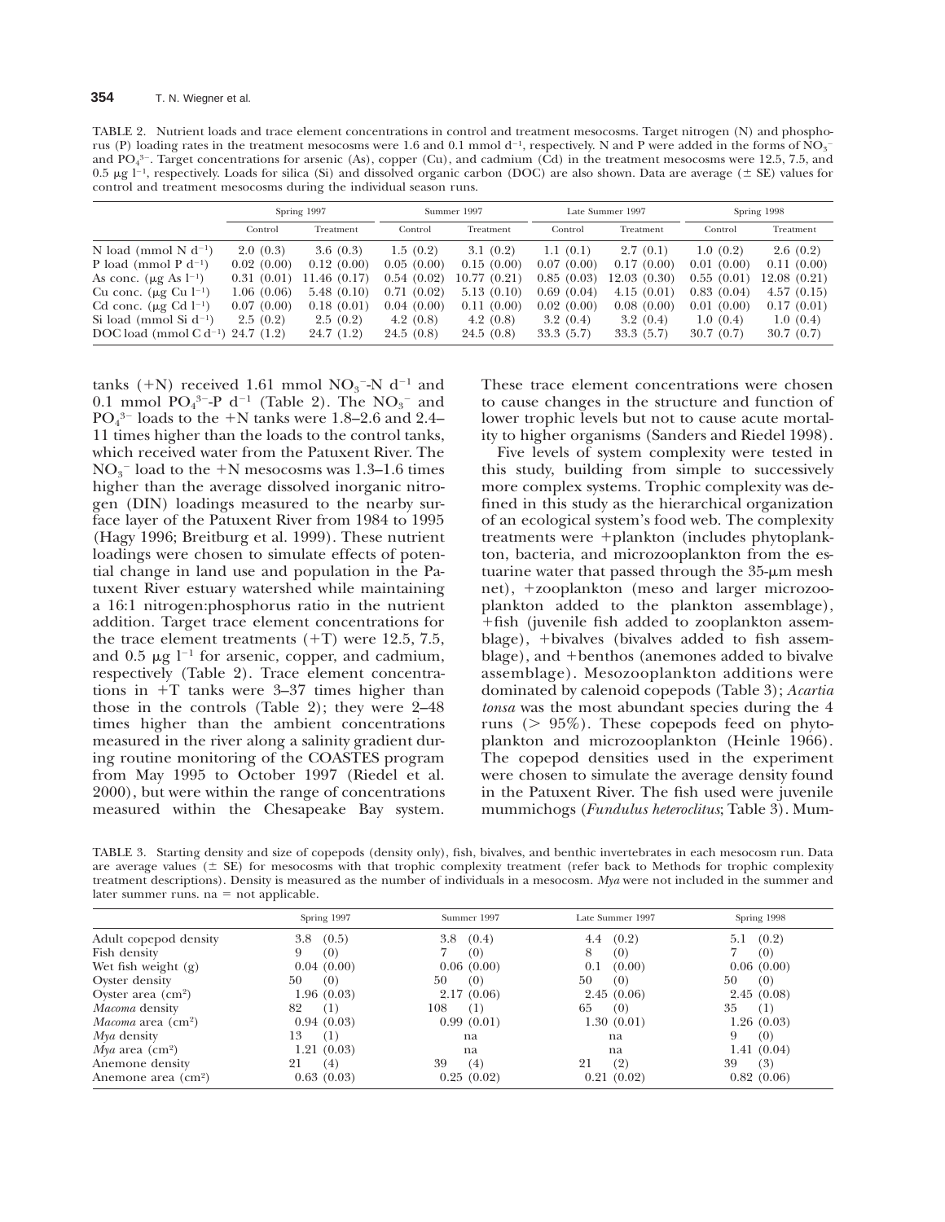TABLE 2. Nutrient loads and trace element concentrations in control and treatment mesocosms. Target nitrogen (N) and phosphorus (P) loading rates in the treatment mesocosms were 1.6 and 0.1 mmol $d^{-1}$, respectively. N and P were added in the forms of $NO_3^-$ and $PO_4^{3-}$. Target concentrations for arsenic (As), copper (Cu), and cadmium (Cd) in the treatment mesocosms were 12.5, 7.5, and 0.5 μg $l^{-1}$, respectively. Loads for silica (Si) and dissolved organic carbon (DOC) are also shown. Data are average (± SE) values for control and treatment mesocosms during the individual season runs.

| | Spring 1997 | | Summer 1997 | | Late Summer 1997 | | Spring 1998 | |
|---|---|---|---|---|---|---|---|---|
| | Control | Treatment | Control | Treatment | Control | Treatment | Control | Treatment |
| N load (mmol N $d^{-1}$) | 2.0 (0.3) | 3.6 (0.3) | 1.5 (0.2) | 3.1 (0.2) | 1.1 (0.1) | 2.7 (0.1) | 1.0 (0.2) | 2.6 (0.2) |
| P load (mmol P $d^{-1}$) | 0.02 (0.00) | 0.12 (0.00) | 0.05 (0.00) | 0.15 (0.00) | 0.07 (0.00) | 0.17 (0.00) | 0.01 (0.00) | 0.11 (0.00) |
| As conc. (μg As $l^{-1}$) | 0.31 (0.01) | 11.46 (0.17) | 0.54 (0.02) | 10.77 (0.21) | 0.85 (0.03) | 12.03 (0.30) | 0.55 (0.01) | 12.08 (0.21) |
| Cu conc. (μg Cu $l^{-1}$) | 1.06 (0.06) | 5.48 (0.10) | 0.71 (0.02) | 5.13 (0.10) | 0.69 (0.04) | 4.15 (0.01) | 0.83 (0.04) | 4.57 (0.15) |
| Cd conc. (μg Cd $l^{-1}$) | 0.07 (0.00) | 0.18 (0.01) | 0.04 (0.00) | 0.11 (0.00) | 0.02 (0.00) | 0.08 (0.00) | 0.01 (0.00) | 0.17 (0.01) |
| Si load (mmol Si $d^{-1}$) | 2.5 (0.2) | 2.5 (0.2) | 4.2 (0.8) | 4.2 (0.8) | 3.2 (0.4) | 3.2 (0.4) | 1.0 (0.4) | 1.0 (0.4) |
| DOC load (mmol C $d^{-1}$) | 24.7 (1.2) | 24.7 (1.2) | 24.5 (0.8) | 24.5 (0.8) | 33.3 (5.7) | 33.3 (5.7) | 30.7 (0.7) | 30.7 (0.7) |

tanks (+N) received 1.61 mmol $NO_3^-$-N $d^{-1}$ and 0.1 mmol $PO_4^{3-}$-P $d^{-1}$ (Table 2). The $NO_3^-$ and $PO_4^{3-}$ loads to the +N tanks were 1.8–2.6 and 2.4–11 times higher than the loads to the control tanks, which received water from the Patuxent River. The $NO_3^-$ load to the +N mesocosms was 1.3–1.6 times higher than the average dissolved inorganic nitrogen (DIN) loadings measured to the nearby surface layer of the Patuxent River from 1984 to 1995 (Hagy 1996; Breitburg et al. 1999). These nutrient loadings were chosen to simulate effects of potential change in land use and population in the Patuxent River estuary watershed while maintaining a 16:1 nitrogen:phosphorus ratio in the nutrient addition. Target trace element concentrations for the trace element treatments (+T) were 12.5, 7.5, and 0.5 μg $l^{-1}$ for arsenic, copper, and cadmium, respectively (Table 2). Trace element concentrations in +T tanks were 3–37 times higher than those in the controls (Table 2); they were 2–48 times higher than the ambient concentrations measured in the river along a salinity gradient during routine monitoring of the COASTES program from May 1995 to October 1997 (Riedel et al. 2000), but were within the range of concentrations measured within the Chesapeake Bay system. These trace element concentrations were chosen to cause changes in the structure and function of lower trophic levels but not to cause acute mortality to higher organisms (Sanders and Riedel 1998).

Five levels of system complexity were tested in this study, building from simple to successively more complex systems. Trophic complexity was defined in this study as the hierarchical organization of an ecological system's food web. The complexity treatments were +plankton (includes phytoplankton, bacteria, and microzooplankton from the estuarine water that passed through the 35-μm mesh net), +zooplankton (meso and larger microzooplankton added to the plankton assemblage), +fish (juvenile fish added to zooplankton assemblage), +bivalves (bivalves added to fish assemblage), and +benthos (anemones added to bivalve assemblage). Mesozooplankton additions were dominated by calenoid copepods (Table 3); *Acartia tonsa* was the most abundant species during the 4 runs (> 95%). These copepods feed on phytoplankton and microzooplankton (Heinle 1966). The copepod densities used in the experiment were chosen to simulate the average density found in the Patuxent River. The fish used were juvenile mummichogs (*Fundulus heteroclitus*; Table 3). Mum-

TABLE 3. Starting density and size of copepods (density only), fish, bivalves, and benthic invertebrates in each mesocosm run. Data are average values (± SE) for mesocosms with that trophic complexity treatment (refer back to Methods for trophic complexity treatment descriptions). Density is measured as the number of individuals in a mesocosm. *Mya* were not included in the summer and later summer runs. na = not applicable.

| | Spring 1997 | Summer 1997 | Late Summer 1997 | Spring 1998 |
|---|---|---|---|---|
| Adult copepod density | 3.8 (0.5) | 3.8 (0.4) | 4.4 (0.2) | 5.1 (0.2) |
| Fish density | 9 (0) | 7 (0) | 8 (0) | 7 (0) |
| Wet fish weight (g) | 0.04 (0.00) | 0.06 (0.00) | 0.1 (0.00) | 0.06 (0.00) |
| Oyster density | 50 (0) | 50 (0) | 50 (0) | 50 (0) |
| Oyster area ($cm^2$) | 1.96 (0.03) | 2.17 (0.06) | 2.45 (0.06) | 2.45 (0.08) |
| *Macoma* density | 82 (1) | 108 (1) | 65 (0) | 35 (1) |
| *Macoma* area ($cm^2$) | 0.94 (0.03) | 0.99 (0.01) | 1.30 (0.01) | 1.26 (0.03) |
| *Mya* density | 13 (1) | na | na | 9 (0) |
| *Mya* area ($cm^2$) | 1.21 (0.03) | na | na | 1.41 (0.04) |
| Anemone density | 21 (4) | 39 (4) | 21 (2) | 39 (3) |
| Anemone area ($cm^2$) | 0.63 (0.03) | 0.25 (0.02) | 0.21 (0.02) | 0.82 (0.06) |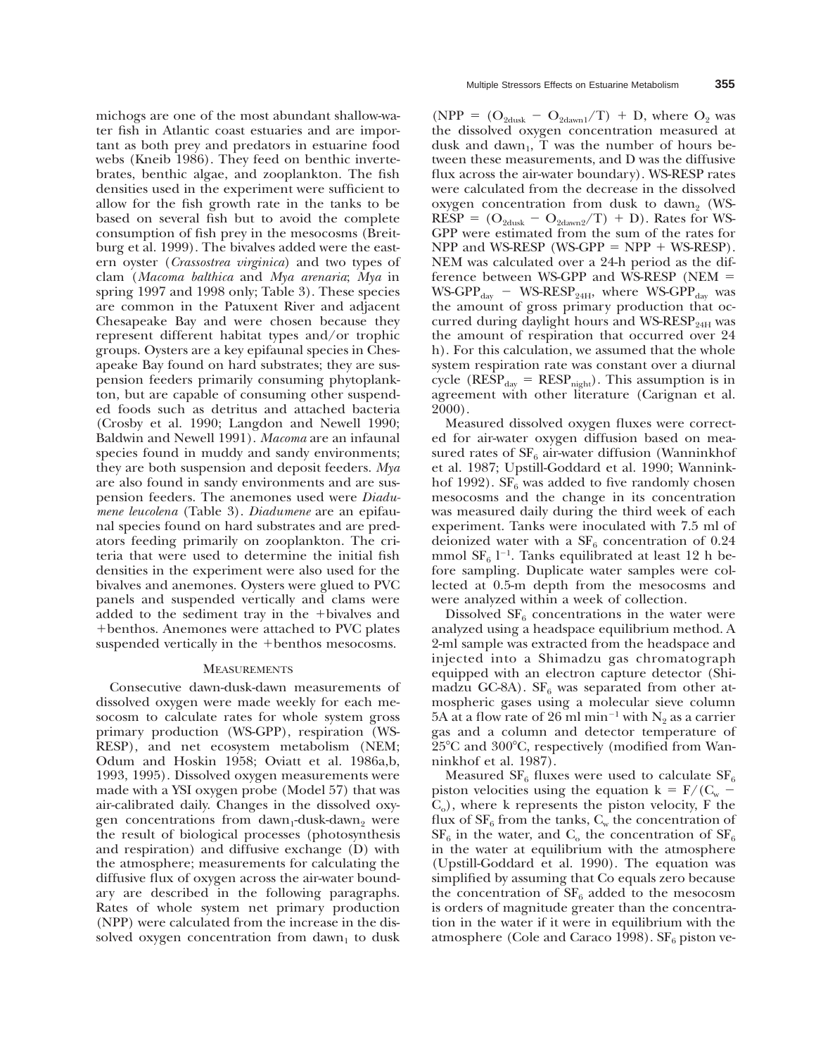michogs are one of the most abundant shallow-water fish in Atlantic coast estuaries and are important as both prey and predators in estuarine food webs (Kneib 1986). They feed on benthic invertebrates, benthic algae, and zooplankton. The fish densities used in the experiment were sufficient to allow for the fish growth rate in the tanks to be based on several fish but to avoid the complete consumption of fish prey in the mesocosms (Breitburg et al. 1999). The bivalves added were the eastern oyster (*Crassostrea virginica*) and two types of clam (*Macoma balthica* and *Mya arenaria*; *Mya* in spring 1997 and 1998 only; Table 3). These species are common in the Patuxent River and adjacent Chesapeake Bay and were chosen because they represent different habitat types and/or trophic groups. Oysters are a key epifaunal species in Chesapeake Bay found on hard substrates; they are suspension feeders primarily consuming phytoplankton, but are capable of consuming other suspended foods such as detritus and attached bacteria (Crosby et al. 1990; Langdon and Newell 1990; Baldwin and Newell 1991). *Macoma* are an infaunal species found in muddy and sandy environments; they are both suspension and deposit feeders. *Mya* are also found in sandy environments and are suspension feeders. The anemones used were *Diadumene leucolena* (Table 3). *Diadumene* are an epifaunal species found on hard substrates and are predators feeding primarily on zooplankton. The criteria that were used to determine the initial fish densities in the experiment were also used for the bivalves and anemones. Oysters were glued to PVC panels and suspended vertically and clams were added to the sediment tray in the +bivalves and +benthos. Anemones were attached to PVC plates suspended vertically in the +benthos mesocosms.

## Measurements

Consecutive dawn-dusk-dawn measurements of dissolved oxygen were made weekly for each mesocosm to calculate rates for whole system gross primary production (WS-GPP), respiration (WS-RESP), and net ecosystem metabolism (NEM; Odum and Hoskin 1958; Oviatt et al. 1986a,b, 1993, 1995). Dissolved oxygen measurements were made with a YSI oxygen probe (Model 57) that was air-calibrated daily. Changes in the dissolved oxygen concentrations from $dawn_1$-dusk-$dawn_2$ were the result of biological processes (photosynthesis and respiration) and diffusive exchange (D) with the atmosphere; measurements for calculating the diffusive flux of oxygen across the air-water boundary are described in the following paragraphs. Rates of whole system net primary production (NPP) were calculated from the increase in the dissolved oxygen concentration from $dawn_1$ to dusk ($NPP = (O_{2dusk} - O_{2dawn1}/T) + D$, where $O_2$ was the dissolved oxygen concentration measured at dusk and $dawn_1$, T was the number of hours between these measurements, and D was the diffusive flux across the air-water boundary). WS-RESP rates were calculated from the decrease in the dissolved oxygen concentration from dusk to $dawn_2$ ($WS\text{-}RESP = (O_{2dusk} - O_{2dawn2}/T) + D$). Rates for WS-GPP were estimated from the sum of the rates for NPP and WS-RESP ($WS\text{-}GPP = NPP + WS\text{-}RESP$). NEM was calculated over a 24-h period as the difference between WS-GPP and WS-RESP ($NEM = WS\text{-}GPP_{day} - WS\text{-}RESP_{24H}$, where $WS\text{-}GPP_{day}$ was the amount of gross primary production that occurred during daylight hours and $WS\text{-}RESP_{24H}$ was the amount of respiration that occurred over 24 h). For this calculation, we assumed that the whole system respiration rate was constant over a diurnal cycle ($RESP_{day} = RESP_{night}$). This assumption is in agreement with other literature (Carignan et al. 2000).

Measured dissolved oxygen fluxes were corrected for air-water oxygen diffusion based on measured rates of $SF_6$ air-water diffusion (Wanninkhof et al. 1987; Upstill-Goddard et al. 1990; Wanninkhof 1992). $SF_6$ was added to five randomly chosen mesocosms and the change in its concentration was measured daily during the third week of each experiment. Tanks were inoculated with 7.5 ml of deionized water with a $SF_6$ concentration of 0.24 mmol $SF_6$ $l^{-1}$. Tanks equilibrated at least 12 h before sampling. Duplicate water samples were collected at 0.5-m depth from the mesocosms and were analyzed within a week of collection.

Dissolved $SF_6$ concentrations in the water were analyzed using a headspace equilibrium method. A 2-ml sample was extracted from the headspace and injected into a Shimadzu gas chromatograph equipped with an electron capture detector (Shimadzu GC-8A). $SF_6$ was separated from other atmospheric gases using a molecular sieve column 5A at a flow rate of 26 ml $min^{-1}$ with $N_2$ as a carrier gas and a column and detector temperature of 25°C and 300°C, respectively (modified from Wanninkhof et al. 1987).

Measured $SF_6$ fluxes were used to calculate $SF_6$ piston velocities using the equation $k = F/(C_w - C_o)$, where k represents the piston velocity, F the flux of $SF_6$ from the tanks, $C_w$ the concentration of $SF_6$ in the water, and $C_o$ the concentration of $SF_6$ in the water at equilibrium with the atmosphere (Upstill-Goddard et al. 1990). The equation was simplified by assuming that Co equals zero because the concentration of $SF_6$ added to the mesocosm is orders of magnitude greater than the concentration in the water if it were in equilibrium with the atmosphere (Cole and Caraco 1998). $SF_6$ piston ve-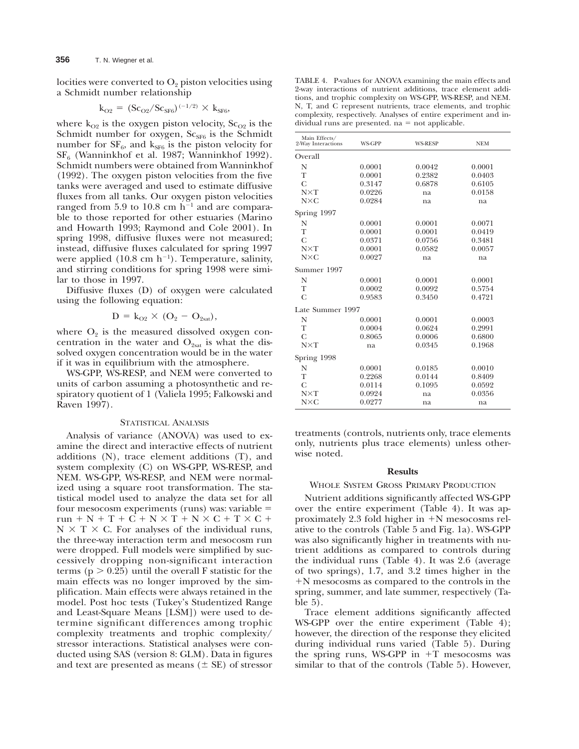locities were converted to $O_2$ piston velocities using a Schmidt number relationship

$$k_{O2} = (Sc_{O2}/Sc_{SF6})^{(-1/2)} \times k_{SF6},$$

where $k_{O2}$ is the oxygen piston velocity, $Sc_{O2}$ is the Schmidt number for oxygen, $Sc_{SF6}$ is the Schmidt number for $SF_6$, and $k_{SF6}$ is the piston velocity for $SF_6$ (Wanninkhof et al. 1987; Wanninkhof 1992). Schmidt numbers were obtained from Wanninkhof (1992). The oxygen piston velocities from the five tanks were averaged and used to estimate diffusive fluxes from all tanks. Our oxygen piston velocities ranged from 5.9 to 10.8 cm $h^{-1}$ and are comparable to those reported for other estuaries (Marino and Howarth 1993; Raymond and Cole 2001). In spring 1998, diffusive fluxes were not measured; instead, diffusive fluxes calculated for spring 1997 were applied (10.8 cm $h^{-1}$). Temperature, salinity, and stirring conditions for spring 1998 were similar to those in 1997.

Diffusive fluxes (D) of oxygen were calculated using the following equation:

$$D = k_{O2} \times (O_2 - O_{2sat}),$$

where $O_2$ is the measured dissolved oxygen concentration in the water and $O_{2sat}$ is what the dissolved oxygen concentration would be in the water if it was in equilibrium with the atmosphere.

WS-GPP, WS-RESP, and NEM were converted to units of carbon assuming a photosynthetic and respiratory quotient of 1 (Valiela 1995; Falkowski and Raven 1997).

## Statistical Analysis

Analysis of variance (ANOVA) was used to examine the direct and interactive effects of nutrient additions (N), trace element additions (T), and system complexity (C) on WS-GPP, WS-RESP, and NEM. WS-GPP, WS-RESP, and NEM were normalized using a square root transformation. The statistical model used to analyze the data set for all four mesocosm experiments (runs) was: variable = run + N + T + C + N × T + N × C + T × C + N × T × C. For analyses of the individual runs, the three-way interaction term and mesocosm run were dropped. Full models were simplified by successively dropping non-significant interaction terms ($p > 0.25$) until the overall F statistic for the main effects was no longer improved by the simplification. Main effects were always retained in the model. Post hoc tests (Tukey's Studentized Range and Least-Square Means [LSM]) were used to determine significant differences among trophic complexity treatments and trophic complexity/stressor interactions. Statistical analyses were conducted using SAS (version 8: GLM). Data in figures and text are presented as means (± SE) of stressor treatments (controls, nutrients only, trace elements only, nutrients plus trace elements) unless otherwise noted.

TABLE 4. P-values for ANOVA examining the main effects and 2-way interactions of nutrient additions, trace element additions, and trophic complexity on WS-GPP, WS-RESP, and NEM. N, T, and C represent nutrients, trace elements, and trophic complexity, respectively. Analyses of entire experiment and individual runs are presented. na = not applicable.

| Main Effects/ 2-Way Interactions | WS-GPP | WS-RESP | NEM |
|---|---|---|---|
| Overall | | | |
| N | 0.0001 | 0.0042 | 0.0001 |
| T | 0.0001 | 0.2382 | 0.0403 |
| C | 0.3147 | 0.6878 | 0.6105 |
| N×T | 0.0226 | na | 0.0158 |
| N×C | 0.0284 | na | na |
| Spring 1997 | | | |
| N | 0.0001 | 0.0001 | 0.0071 |
| T | 0.0001 | 0.0001 | 0.0419 |
| C | 0.0371 | 0.0756 | 0.3481 |
| N×T | 0.0001 | 0.0582 | 0.0057 |
| N×C | 0.0027 | na | na |
| Summer 1997 | | | |
| N | 0.0001 | 0.0001 | 0.0001 |
| T | 0.0002 | 0.0092 | 0.5754 |
| C | 0.9583 | 0.3450 | 0.4721 |
| Late Summer 1997 | | | |
| N | 0.0001 | 0.0001 | 0.0003 |
| T | 0.0004 | 0.0624 | 0.2991 |
| C | 0.8065 | 0.0006 | 0.6800 |
| N×T | na | 0.0345 | 0.1968 |
| Spring 1998 | | | |
| N | 0.0001 | 0.0185 | 0.0010 |
| T | 0.2268 | 0.0144 | 0.8409 |
| C | 0.0114 | 0.1095 | 0.0592 |
| N×T | 0.0924 | na | 0.0356 |
| N×C | 0.0277 | na | na |

# Results

## Whole System Gross Primary Production

Nutrient additions significantly affected WS-GPP over the entire experiment (Table 4). It was approximately 2.3 fold higher in +N mesocosms relative to the controls (Table 5 and Fig. 1a). WS-GPP was also significantly higher in treatments with nutrient additions as compared to controls during the individual runs (Table 4). It was 2.6 (average of two springs), 1.7, and 3.2 times higher in the +N mesocosms as compared to the controls in the spring, summer, and late summer, respectively (Table 5).

Trace element additions significantly affected WS-GPP over the entire experiment (Table 4); however, the direction of the response they elicited during individual runs varied (Table 5). During the spring runs, WS-GPP in +T mesocosms was similar to that of the controls (Table 5). However,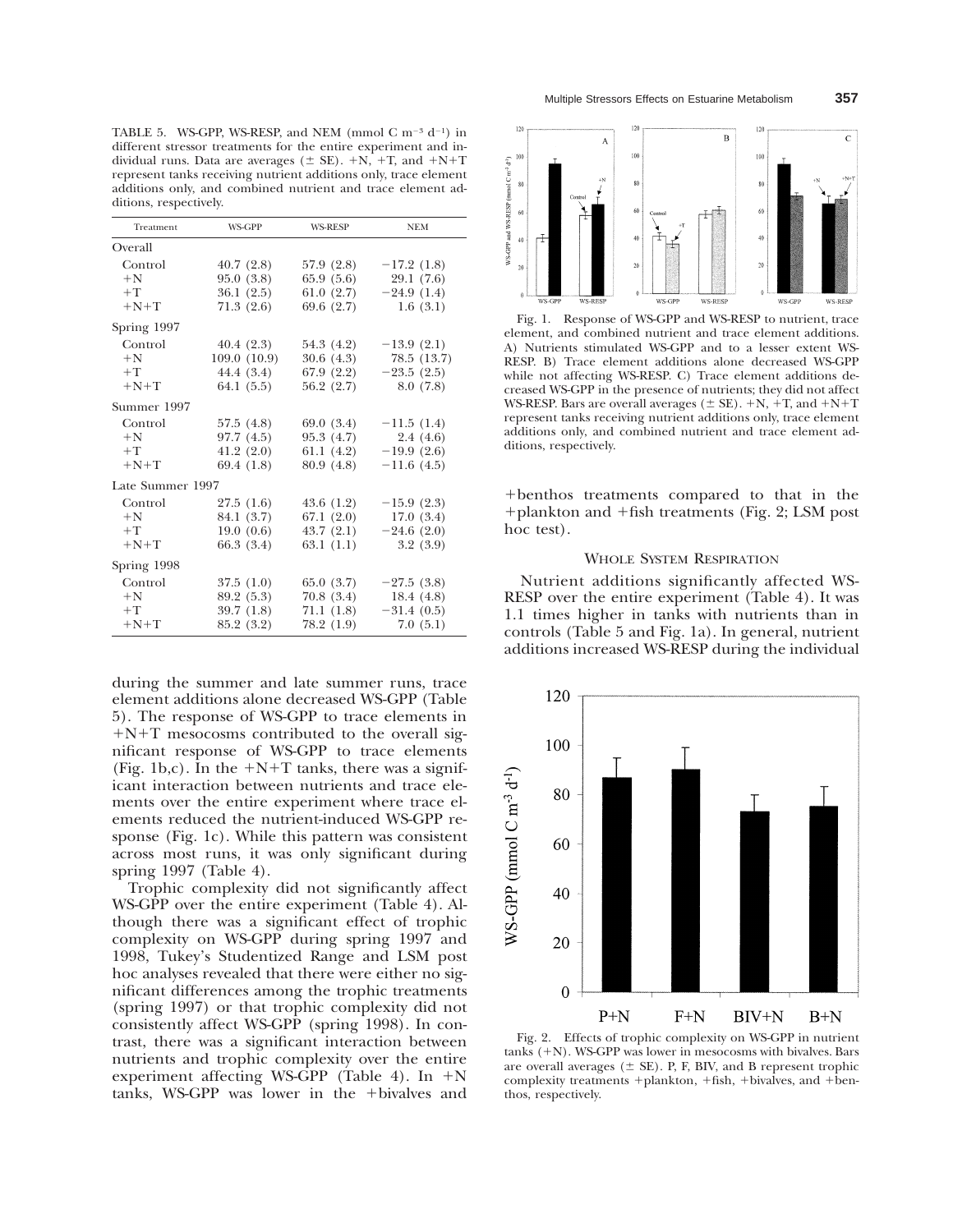TABLE 5. WS-GPP, WS-RESP, and NEM (mmol C $m^{-3}$ $d^{-1}$) in different stressor treatments for the entire experiment and individual runs. Data are averages (± SE). +N, +T, and +N+T represent tanks receiving nutrient additions only, trace element additions only, and combined nutrient and trace element additions, respectively.

| Treatment | WS-GPP | WS-RESP | NEM |
|---|---|---|---|
| Overall | | | |
| Control | 40.7 (2.8) | 57.9 (2.8) | −17.2 (1.8) |
| +N | 95.0 (3.8) | 65.9 (5.6) | 29.1 (7.6) |
| +T | 36.1 (2.5) | 61.0 (2.7) | −24.9 (1.4) |
| +N+T | 71.3 (2.6) | 69.6 (2.7) | 1.6 (3.1) |
| Spring 1997 | | | |
| Control | 40.4 (2.3) | 54.3 (4.2) | −13.9 (2.1) |
| +N | 109.0 (10.9) | 30.6 (4.3) | 78.5 (13.7) |
| +T | 44.4 (3.4) | 67.9 (2.2) | −23.5 (2.5) |
| +N+T | 64.1 (5.5) | 56.2 (2.7) | 8.0 (7.8) |
| Summer 1997 | | | |
| Control | 57.5 (4.8) | 69.0 (3.4) | −11.5 (1.4) |
| +N | 97.7 (4.5) | 95.3 (4.7) | 2.4 (4.6) |
| +T | 41.2 (2.0) | 61.1 (4.2) | −19.9 (2.6) |
| +N+T | 69.4 (1.8) | 80.9 (4.8) | −11.6 (4.5) |
| Late Summer 1997 | | | |
| Control | 27.5 (1.6) | 43.6 (1.2) | −15.9 (2.3) |
| +N | 84.1 (3.7) | 67.1 (2.0) | 17.0 (3.4) |
| +T | 19.0 (0.6) | 43.7 (2.1) | −24.6 (2.0) |
| +N+T | 66.3 (3.4) | 63.1 (1.1) | 3.2 (3.9) |
| Spring 1998 | | | |
| Control | 37.5 (1.0) | 65.0 (3.7) | −27.5 (3.8) |
| +N | 89.2 (5.3) | 70.8 (3.4) | 18.4 (4.8) |
| +T | 39.7 (1.8) | 71.1 (1.8) | −31.4 (0.5) |
| +N+T | 85.2 (3.2) | 78.2 (1.9) | 7.0 (5.1) |

during the summer and late summer runs, trace element additions alone decreased WS-GPP (Table 5). The response of WS-GPP to trace elements in +N+T mesocosms contributed to the overall significant response of WS-GPP to trace elements (Fig. 1b,c). In the +N+T tanks, there was a significant interaction between nutrients and trace elements over the entire experiment where trace elements reduced the nutrient-induced WS-GPP response (Fig. 1c). While this pattern was consistent across most runs, it was only significant during spring 1997 (Table 4).

Trophic complexity did not significantly affect WS-GPP over the entire experiment (Table 4). Although there was a significant effect of trophic complexity on WS-GPP during spring 1997 and 1998, Tukey's Studentized Range and LSM post hoc analyses revealed that there were either no significant differences among the trophic treatments (spring 1997) or that trophic complexity did not consistently affect WS-GPP (spring 1998). In contrast, there was a significant interaction between nutrients and trophic complexity over the entire experiment affecting WS-GPP (Table 4). In +N tanks, WS-GPP was lower in the +bivalves and +benthos treatments compared to that in the +plankton and +fish treatments (Fig. 2; LSM post hoc test).

Fig. 1. Response of WS-GPP and WS-RESP to nutrient, trace element, and combined nutrient and trace element additions. A) Nutrients stimulated WS-GPP and to a lesser extent WS-RESP. B) Trace element additions alone decreased WS-GPP while not affecting WS-RESP. C) Trace element additions decreased WS-GPP in the presence of nutrients; they did not affect WS-RESP. Bars are overall averages (± SE). +N, +T, and +N+T represent tanks receiving nutrient additions only, trace element additions only, and combined nutrient and trace element additions, respectively.

## Whole System Respiration

Nutrient additions significantly affected WS-RESP over the entire experiment (Table 4). It was 1.1 times higher in tanks with nutrients than in controls (Table 5 and Fig. 1a). In general, nutrient additions increased WS-RESP during the individual

Fig. 2. Effects of trophic complexity on WS-GPP in nutrient tanks (+N). WS-GPP was lower in mesocosms with bivalves. Bars are overall averages (± SE). P, F, BIV, and B represent trophic complexity treatments +plankton, +fish, +bivalves, and +benthos, respectively.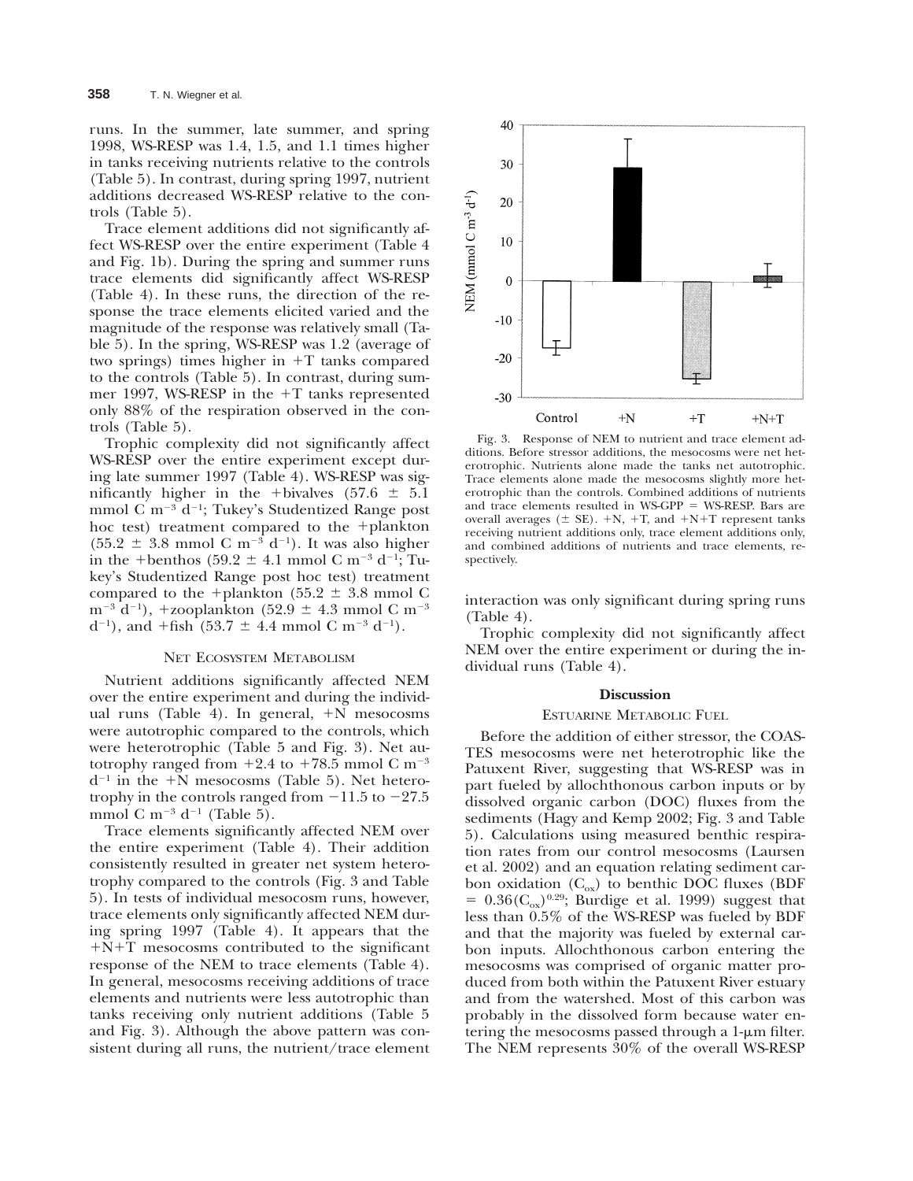runs. In the summer, late summer, and spring 1998, WS-RESP was 1.4, 1.5, and 1.1 times higher in tanks receiving nutrients relative to the controls (Table 5). In contrast, during spring 1997, nutrient additions decreased WS-RESP relative to the controls (Table 5).

Trace element additions did not significantly affect WS-RESP over the entire experiment (Table 4 and Fig. 1b). During the spring and summer runs trace elements did significantly affect WS-RESP (Table 4). In these runs, the direction of the response the trace elements elicited varied and the magnitude of the response was relatively small (Table 5). In the spring, WS-RESP was 1.2 (average of two springs) times higher in +T tanks compared to the controls (Table 5). In contrast, during summer 1997, WS-RESP in the +T tanks represented only 88% of the respiration observed in the controls (Table 5).

Trophic complexity did not significantly affect WS-RESP over the entire experiment except during late summer 1997 (Table 4). WS-RESP was significantly higher in the +bivalves (57.6 ± 5.1 mmol C $m^{-3}$ $d^{-1}$; Tukey's Studentized Range post hoc test) treatment compared to the +plankton (55.2 ± 3.8 mmol C $m^{-3}$ $d^{-1}$). It was also higher in the +benthos (59.2 ± 4.1 mmol C $m^{-3}$ $d^{-1}$; Tukey's Studentized Range post hoc test) treatment compared to the +plankton (55.2 ± 3.8 mmol C $m^{-3}$ $d^{-1}$), +zooplankton (52.9 ± 4.3 mmol C $m^{-3}$ $d^{-1}$), and +fish (53.7 ± 4.4 mmol C $m^{-3}$ $d^{-1}$).

### Net Ecosystem Metabolism

Nutrient additions significantly affected NEM over the entire experiment and during the individual runs (Table 4). In general, +N mesocosms were autotrophic compared to the controls, which were heterotrophic (Table 5 and Fig. 3). Net autotrophy ranged from +2.4 to +78.5 mmol C $m^{-3}$ $d^{-1}$ in the +N mesocosms (Table 5). Net heterotrophy in the controls ranged from −11.5 to −27.5 mmol C $m^{-3}$ $d^{-1}$ (Table 5).

Trace elements significantly affected NEM over the entire experiment (Table 4). Their addition consistently resulted in greater net system heterotrophy compared to the controls (Fig. 3 and Table 5). In tests of individual mesocosm runs, however, trace elements only significantly affected NEM during spring 1997 (Table 4). It appears that the +N+T mesocosms contributed to the significant response of the NEM to trace elements (Table 4). In general, mesocosms receiving additions of trace elements and nutrients were less autotrophic than tanks receiving only nutrient additions (Table 5 and Fig. 3). Although the above pattern was consistent during all runs, the nutrient/trace element interaction was only significant during spring runs (Table 4).

Trophic complexity did not significantly affect NEM over the entire experiment or during the individual runs (Table 4).

Fig. 3. Response of NEM to nutrient and trace element additions. Before stressor additions, the mesocosms were net heterotrophic. Nutrients alone made the tanks net autotrophic. Trace elements alone made the mesocosms slightly more heterotrophic than the controls. Combined additions of nutrients and trace elements resulted in WS-GPP = WS-RESP. Bars are overall averages (± SE). +N, +T, and +N+T represent tanks receiving nutrient additions only, trace element additions only, and combined additions of nutrients and trace elements, respectively.

## Discussion

### Estuarine Metabolic Fuel

Before the addition of either stressor, the COASTES mesocosms were net heterotrophic like the Patuxent River, suggesting that WS-RESP was in part fueled by allochthonous carbon inputs or by dissolved organic carbon (DOC) fluxes from the sediments (Hagy and Kemp 2002; Fig. 3 and Table 5). Calculations using measured benthic respiration rates from our control mesocosms (Laursen et al. 2002) and an equation relating sediment carbon oxidation ($C_{ox}$) to benthic DOC fluxes (BDF $= 0.36(C_{ox})^{0.29}$; Burdige et al. 1999) suggest that less than 0.5% of the WS-RESP was fueled by BDF and that the majority was fueled by external carbon inputs. Allochthonous carbon entering the mesocosms was comprised of organic matter produced from both within the Patuxent River estuary and from the watershed. Most of this carbon was probably in the dissolved form because water entering the mesocosms passed through a 1-μm filter. The NEM represents 30% of the overall WS-RESP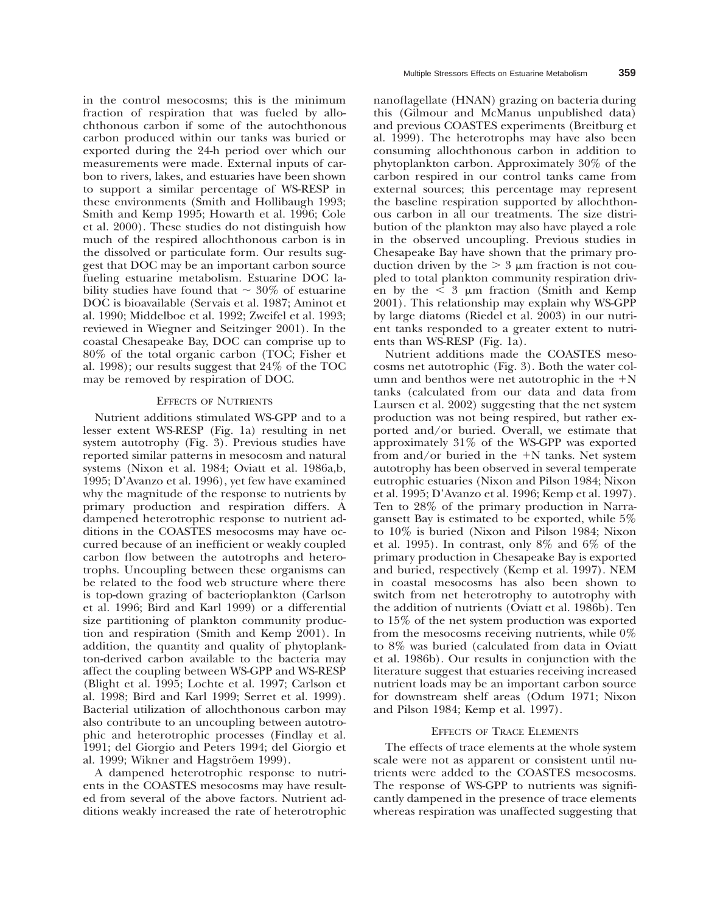in the control mesocosms; this is the minimum fraction of respiration that was fueled by allochthonous carbon if some of the autochthonous carbon produced within our tanks was buried or exported during the 24-h period over which our measurements were made. External inputs of carbon to rivers, lakes, and estuaries have been shown to support a similar percentage of WS-RESP in these environments (Smith and Hollibaugh 1993; Smith and Kemp 1995; Howarth et al. 1996; Cole et al. 2000). These studies do not distinguish how much of the respired allochthonous carbon is in the dissolved or particulate form. Our results suggest that DOC may be an important carbon source fueling estuarine metabolism. Estuarine DOC lability studies have found that ~ 30% of estuarine DOC is bioavailable (Servais et al. 1987; Aminot et al. 1990; Middelboe et al. 1992; Zweifel et al. 1993; reviewed in Wiegner and Seitzinger 2001). In the coastal Chesapeake Bay, DOC can comprise up to 80% of the total organic carbon (TOC; Fisher et al. 1998); our results suggest that 24% of the TOC may be removed by respiration of DOC.

### Effects of Nutrients

Nutrient additions stimulated WS-GPP and to a lesser extent WS-RESP (Fig. 1a) resulting in net system autotrophy (Fig. 3). Previous studies have reported similar patterns in mesocosm and natural systems (Nixon et al. 1984; Oviatt et al. 1986a,b, 1995; D'Avanzo et al. 1996), yet few have examined why the magnitude of the response to nutrients by primary production and respiration differs. A dampened heterotrophic response to nutrient additions in the COASTES mesocosms may have occurred because of an inefficient or weakly coupled carbon flow between the autotrophs and heterotrophs. Uncoupling between these organisms can be related to the food web structure where there is top-down grazing of bacterioplankton (Carlson et al. 1996; Bird and Karl 1999) or a differential size partitioning of plankton community production and respiration (Smith and Kemp 2001). In addition, the quantity and quality of phytoplankton-derived carbon available to the bacteria may affect the coupling between WS-GPP and WS-RESP (Blight et al. 1995; Lochte et al. 1997; Carlson et al. 1998; Bird and Karl 1999; Serret et al. 1999). Bacterial utilization of allochthonous carbon may also contribute to an uncoupling between autotrophic and heterotrophic processes (Findlay et al. 1991; del Giorgio and Peters 1994; del Giorgio et al. 1999; Wikner and Hagströem 1999).

A dampened heterotrophic response to nutrients in the COASTES mesocosms may have resulted from several of the above factors. Nutrient additions weakly increased the rate of heterotrophic nanoflagellate (HNAN) grazing on bacteria during this (Gilmour and McManus unpublished data) and previous COASTES experiments (Breitburg et al. 1999). The heterotrophs may have also been consuming allochthonous carbon in addition to phytoplankton carbon. Approximately 30% of the carbon respired in our control tanks came from external sources; this percentage may represent the baseline respiration supported by allochthonous carbon in all our treatments. The size distribution of the plankton may also have played a role in the observed uncoupling. Previous studies in Chesapeake Bay have shown that the primary production driven by the > 3 μm fraction is not coupled to total plankton community respiration driven by the < 3 μm fraction (Smith and Kemp 2001). This relationship may explain why WS-GPP by large diatoms (Riedel et al. 2003) in our nutrient tanks responded to a greater extent to nutrients than WS-RESP (Fig. 1a).

Nutrient additions made the COASTES mesocosms net autotrophic (Fig. 3). Both the water column and benthos were net autotrophic in the +N tanks (calculated from our data and data from Laursen et al. 2002) suggesting that the net system production was not being respired, but rather exported and/or buried. Overall, we estimate that approximately 31% of the WS-GPP was exported from and/or buried in the +N tanks. Net system autotrophy has been observed in several temperate eutrophic estuaries (Nixon and Pilson 1984; Nixon et al. 1995; D'Avanzo et al. 1996; Kemp et al. 1997). Ten to 28% of the primary production in Narragansett Bay is estimated to be exported, while 5% to 10% is buried (Nixon and Pilson 1984; Nixon et al. 1995). In contrast, only 8% and 6% of the primary production in Chesapeake Bay is exported and buried, respectively (Kemp et al. 1997). NEM in coastal mesocosms has also been shown to switch from net heterotrophy to autotrophy with the addition of nutrients (Oviatt et al. 1986b). Ten to 15% of the net system production was exported from the mesocosms receiving nutrients, while 0% to 8% was buried (calculated from data in Oviatt et al. 1986b). Our results in conjunction with the literature suggest that estuaries receiving increased nutrient loads may be an important carbon source for downstream shelf areas (Odum 1971; Nixon and Pilson 1984; Kemp et al. 1997).

### Effects of Trace Elements

The effects of trace elements at the whole system scale were not as apparent or consistent until nutrients were added to the COASTES mesocosms. The response of WS-GPP to nutrients was significantly dampened in the presence of trace elements whereas respiration was unaffected suggesting that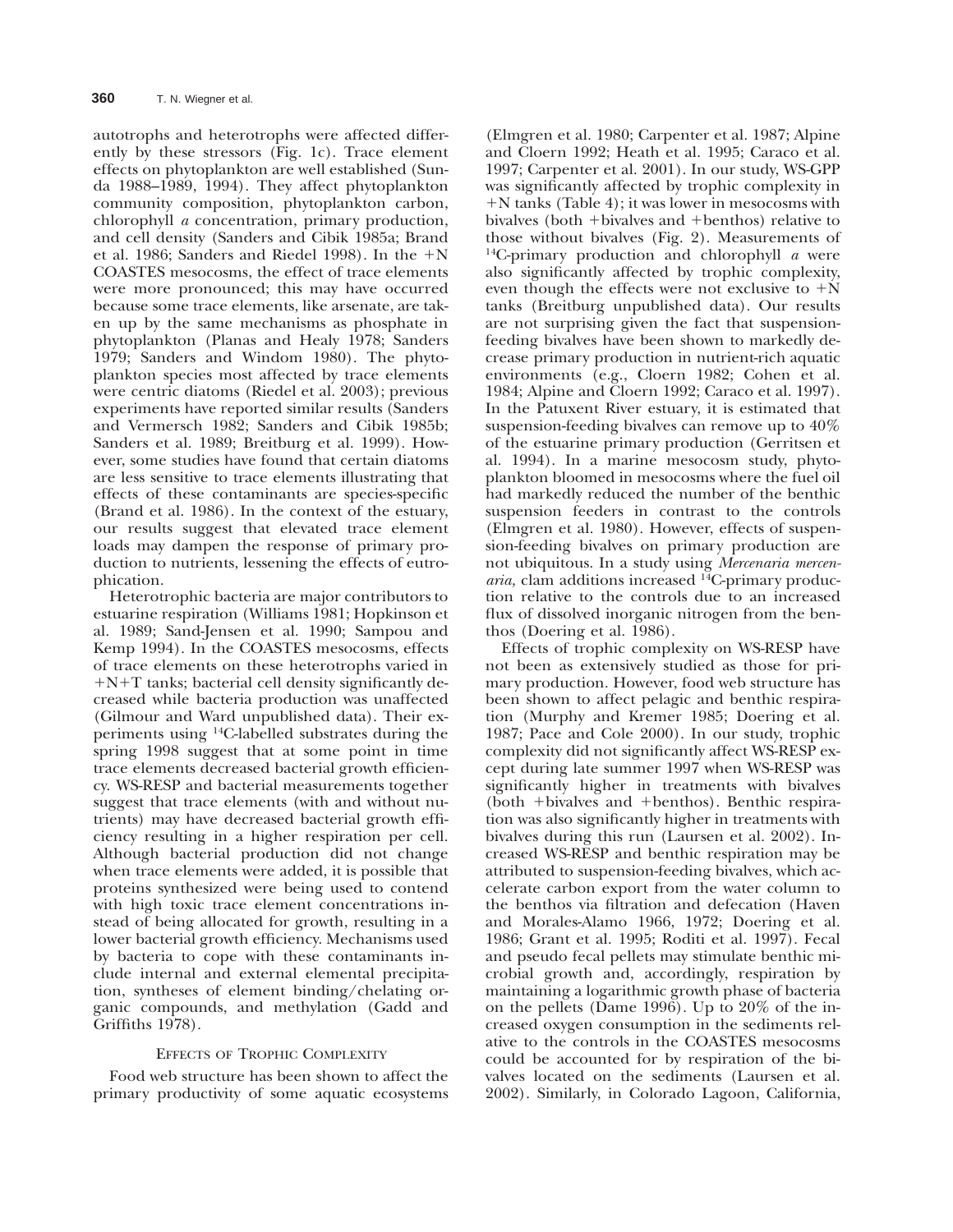autotrophs and heterotrophs were affected differently by these stressors (Fig. 1c). Trace element effects on phytoplankton are well established (Sunda 1988–1989, 1994). They affect phytoplankton community composition, phytoplankton carbon, chlorophyll *a* concentration, primary production, and cell density (Sanders and Cibik 1985a; Brand et al. 1986; Sanders and Riedel 1998). In the +N COASTES mesocosms, the effect of trace elements were more pronounced; this may have occurred because some trace elements, like arsenate, are taken up by the same mechanisms as phosphate in phytoplankton (Planas and Healy 1978; Sanders 1979; Sanders and Windom 1980). The phytoplankton species most affected by trace elements were centric diatoms (Riedel et al. 2003); previous experiments have reported similar results (Sanders and Vermersch 1982; Sanders and Cibik 1985b; Sanders et al. 1989; Breitburg et al. 1999). However, some studies have found that certain diatoms are less sensitive to trace elements illustrating that effects of these contaminants are species-specific (Brand et al. 1986). In the context of the estuary, our results suggest that elevated trace element loads may dampen the response of primary production to nutrients, lessening the effects of eutrophication.

Heterotrophic bacteria are major contributors to estuarine respiration (Williams 1981; Hopkinson et al. 1989; Sand-Jensen et al. 1990; Sampou and Kemp 1994). In the COASTES mesocosms, effects of trace elements on these heterotrophs varied in +N+T tanks; bacterial cell density significantly decreased while bacteria production was unaffected (Gilmour and Ward unpublished data). Their experiments using $^{14}C$-labelled substrates during the spring 1998 suggest that at some point in time trace elements decreased bacterial growth efficiency. WS-RESP and bacterial measurements together suggest that trace elements (with and without nutrients) may have decreased bacterial growth efficiency resulting in a higher respiration per cell. Although bacterial production did not change when trace elements were added, it is possible that proteins synthesized were being used to contend with high toxic trace element concentrations instead of being allocated for growth, resulting in a lower bacterial growth efficiency. Mechanisms used by bacteria to cope with these contaminants include internal and external elemental precipitation, syntheses of element binding/chelating organic compounds, and methylation (Gadd and Griffiths 1978).

### Effects of Trophic Complexity

Food web structure has been shown to affect the primary productivity of some aquatic ecosystems (Elmgren et al. 1980; Carpenter et al. 1987; Alpine and Cloern 1992; Heath et al. 1995; Caraco et al. 1997; Carpenter et al. 2001). In our study, WS-GPP was significantly affected by trophic complexity in +N tanks (Table 4); it was lower in mesocosms with bivalves (both +bivalves and +benthos) relative to those without bivalves (Fig. 2). Measurements of $^{14}C$-primary production and chlorophyll *a* were also significantly affected by trophic complexity, even though the effects were not exclusive to +N tanks (Breitburg unpublished data). Our results are not surprising given the fact that suspension-feeding bivalves have been shown to markedly decrease primary production in nutrient-rich aquatic environments (e.g., Cloern 1982; Cohen et al. 1984; Alpine and Cloern 1992; Caraco et al. 1997). In the Patuxent River estuary, it is estimated that suspension-feeding bivalves can remove up to 40% of the estuarine primary production (Gerritsen et al. 1994). In a marine mesocosm study, phytoplankton bloomed in mesocosms where the fuel oil had markedly reduced the number of the benthic suspension feeders in contrast to the controls (Elmgren et al. 1980). However, effects of suspension-feeding bivalves on primary production are not ubiquitous. In a study using *Mercenaria mercenaria,* clam additions increased $^{14}C$-primary production relative to the controls due to an increased flux of dissolved inorganic nitrogen from the benthos (Doering et al. 1986).

Effects of trophic complexity on WS-RESP have not been as extensively studied as those for primary production. However, food web structure has been shown to affect pelagic and benthic respiration (Murphy and Kremer 1985; Doering et al. 1987; Pace and Cole 2000). In our study, trophic complexity did not significantly affect WS-RESP except during late summer 1997 when WS-RESP was significantly higher in treatments with bivalves (both +bivalves and +benthos). Benthic respiration was also significantly higher in treatments with bivalves during this run (Laursen et al. 2002). Increased WS-RESP and benthic respiration may be attributed to suspension-feeding bivalves, which accelerate carbon export from the water column to the benthos via filtration and defecation (Haven and Morales-Alamo 1966, 1972; Doering et al. 1986; Grant et al. 1995; Roditi et al. 1997). Fecal and pseudo fecal pellets may stimulate benthic microbial growth and, accordingly, respiration by maintaining a logarithmic growth phase of bacteria on the pellets (Dame 1996). Up to 20% of the increased oxygen consumption in the sediments relative to the controls in the COASTES mesocosms could be accounted for by respiration of the bivalves located on the sediments (Laursen et al. 2002). Similarly, in Colorado Lagoon, California,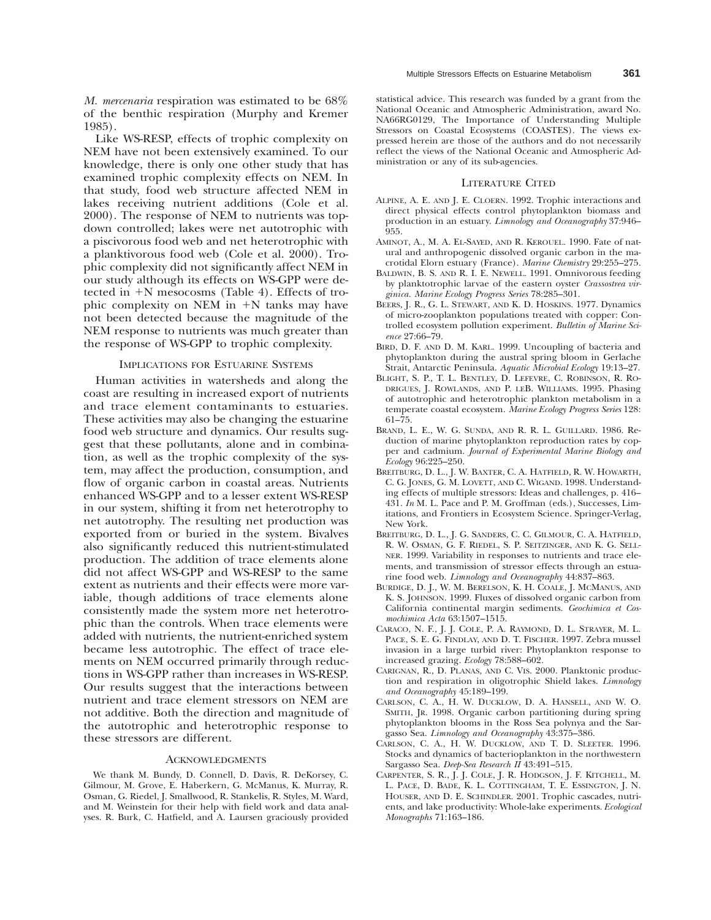*M. mercenaria* respiration was estimated to be 68% of the benthic respiration (Murphy and Kremer 1985).

Like WS-RESP, effects of trophic complexity on NEM have not been extensively examined. To our knowledge, there is only one other study that has examined trophic complexity effects on NEM. In that study, food web structure affected NEM in lakes receiving nutrient additions (Cole et al. 2000). The response of NEM to nutrients was top-down controlled; lakes were net autotrophic with a piscivorous food web and net heterotrophic with a planktivorous food web (Cole et al. 2000). Trophic complexity did not significantly affect NEM in our study although its effects on WS-GPP were detected in +N mesocosms (Table 4). Effects of trophic complexity on NEM in +N tanks may have not been detected because the magnitude of the NEM response to nutrients was much greater than the response of WS-GPP to trophic complexity.

## Implications for Estuarine Systems

Human activities in watersheds and along the coast are resulting in increased export of nutrients and trace element contaminants to estuaries. These activities may also be changing the estuarine food web structure and dynamics. Our results suggest that these pollutants, alone and in combination, as well as the trophic complexity of the system, may affect the production, consumption, and flow of organic carbon in coastal areas. Nutrients enhanced WS-GPP and to a lesser extent WS-RESP in our system, shifting it from net heterotrophy to net autotrophy. The resulting net production was exported from or buried in the system. Bivalves also significantly reduced this nutrient-stimulated production. The addition of trace elements alone did not affect WS-GPP and WS-RESP to the same extent as nutrients and their effects were more variable, though additions of trace elements alone consistently made the system more net heterotrophic than the controls. When trace elements were added with nutrients, the nutrient-enriched system became less autotrophic. The effect of trace elements on NEM occurred primarily through reductions in WS-GPP rather than increases in WS-RESP. Our results suggest that the interactions between nutrient and trace element stressors on NEM are not additive. Both the direction and magnitude of the autotrophic and heterotrophic response to these stressors are different.

## Acknowledgments

We thank M. Bundy, D. Connell, D. Davis, R. DeKorsey, C. Gilmour, M. Grove, E. Haberkern, G. McManus, K. Murray, R. Osman, G. Riedel, J. Smallwood, R. Stankelis, R. Styles, M. Ward, and M. Weinstein for their help with field work and data analyses. R. Burk, C. Hatfield, and A. Laursen graciously provided statistical advice. This research was funded by a grant from the National Oceanic and Atmospheric Administration, award No. NA66RG0129, The Importance of Understanding Multiple Stressors on Coastal Ecosystems (COASTES). The views expressed herein are those of the authors and do not necessarily reflect the views of the National Oceanic and Atmospheric Administration or any of its sub-agencies.

## Literature Cited

Alpine, A. E. and J. E. Cloern. 1992. Trophic interactions and direct physical effects control phytoplankton biomass and production in an estuary. *Limnology and Oceanography* 37:946–955.

Aminot, A., M. A. El-Sayed, and R. Kerouel. 1990. Fate of natural and anthropogenic dissolved organic carbon in the macrotidal Elorn estuary (France). *Marine Chemistry* 29:255–275.

Baldwin, B. S. and R. I. E. Newell. 1991. Omnivorous feeding by planktotrophic larvae of the eastern oyster *Crassostrea virginica*. *Marine Ecology Progress Series* 78:285–301.

Beers, J. R., G. L. Stewart, and K. D. Hoskins. 1977. Dynamics of micro-zooplankton populations treated with copper: Controlled ecosystem pollution experiment. *Bulletin of Marine Science* 27:66–79.

Bird, D. F. and D. M. Karl. 1999. Uncoupling of bacteria and phytoplankton during the austral spring bloom in Gerlache Strait, Antarctic Peninsula. *Aquatic Microbial Ecology* 19:13–27.

Blight, S. P., T. L. Bentley, D. Lefevre, C. Robinson, R. Rodrigues, J. Rowlands, and P. leB. Williams. 1995. Phasing of autotrophic and heterotrophic plankton metabolism in a temperate coastal ecosystem. *Marine Ecology Progress Series* 128: 61–75.

Brand, L. E., W. G. Sunda, and R. R. L. Guillard. 1986. Reduction of marine phytoplankton reproduction rates by copper and cadmium. *Journal of Experimental Marine Biology and Ecology* 96:225–250.

Breitburg, D. L., J. W. Baxter, C. A. Hatfield, R. W. Howarth, C. G. Jones, G. M. Lovett, and C. Wigand. 1998. Understanding effects of multiple stressors: Ideas and challenges, p. 416–431. *In* M. L. Pace and P. M. Groffman (eds.), Successes, Limitations, and Frontiers in Ecosystem Science. Springer-Verlag, New York.

Breitburg, D. L., J. G. Sanders, C. C. Gilmour, C. A. Hatfield, R. W. Osman, G. F. Riedel, S. P. Seitzinger, and K. G. Sellner. 1999. Variability in responses to nutrients and trace elements, and transmission of stressor effects through an estuarine food web. *Limnology and Oceanography* 44:837–863.

Burdige, D. J., W. M. Berelson, K. H. Coale, J. McManus, and K. S. Johnson. 1999. Fluxes of dissolved organic carbon from California continental margin sediments. *Geochimica et Cosmochimica Acta* 63:1507–1515.

Caraco, N. F., J. J. Cole, P. A. Raymond, D. L. Strayer, M. L. Pace, S. E. G. Findlay, and D. T. Fischer. 1997. Zebra mussel invasion in a large turbid river: Phytoplankton response to increased grazing. *Ecology* 78:588–602.

Carignan, R., D. Planas, and C. Vis. 2000. Planktonic production and respiration in oligotrophic Shield lakes. *Limnology and Oceanography* 45:189–199.

Carlson, C. A., H. W. Ducklow, D. A. Hansell, and W. O. Smith, Jr. 1998. Organic carbon partitioning during spring phytoplankton blooms in the Ross Sea polynya and the Sargasso Sea. *Limnology and Oceanography* 43:375–386.

Carlson, C. A., H. W. Ducklow, and T. D. Sleeter. 1996. Stocks and dynamics of bacterioplankton in the northwestern Sargasso Sea. *Deep-Sea Research II* 43:491–515.

Carpenter, S. R., J. J. Cole, J. R. Hodgson, J. F. Kitchell, M. L. Pace, D. Bade, K. L. Cottingham, T. E. Essington, J. N. Houser, and D. E. Schindler. 2001. Trophic cascades, nutrients, and lake productivity: Whole-lake experiments. *Ecological Monographs* 71:163–186.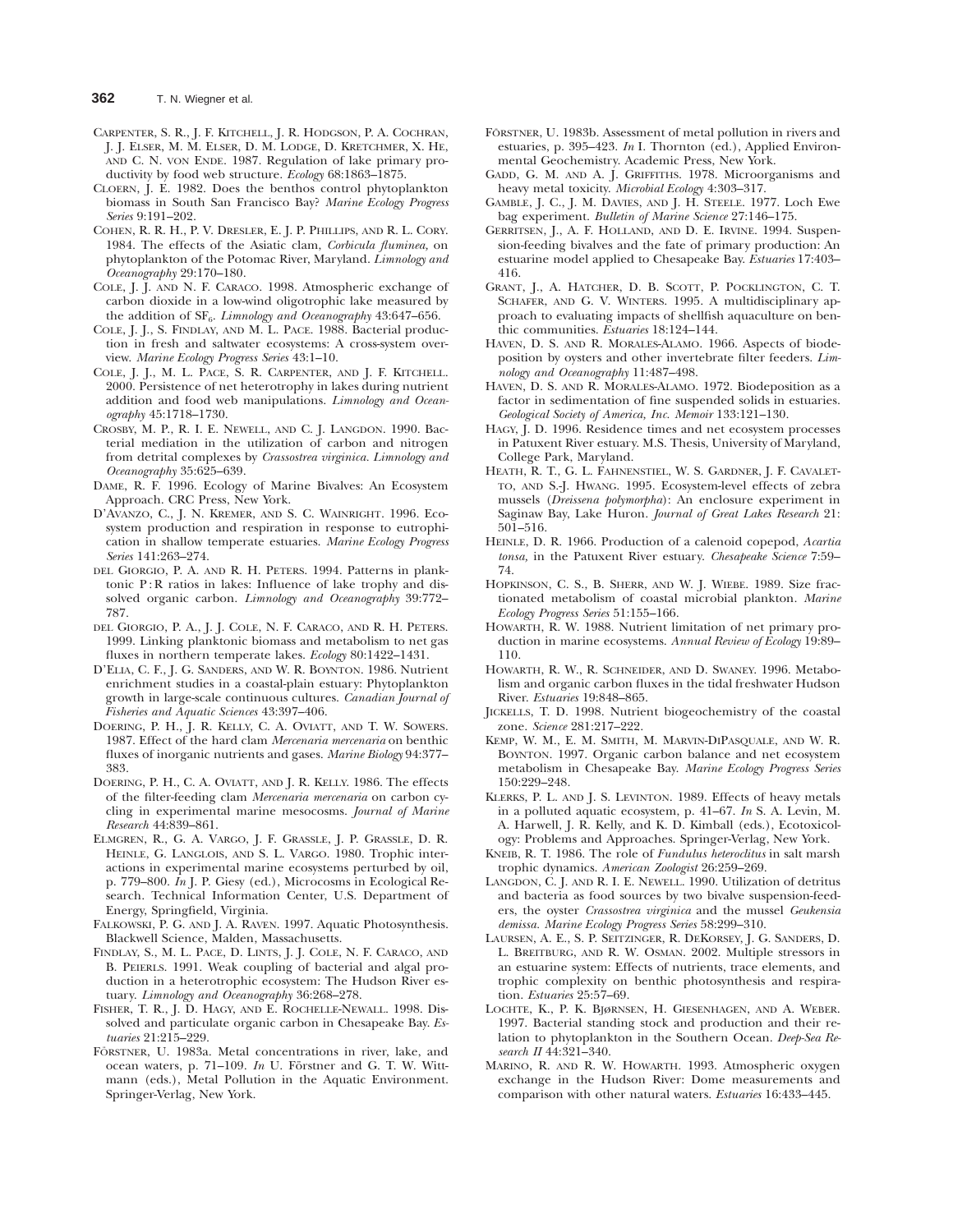CARPENTER, S. R., J. F. KITCHELL, J. R. HODGSON, P. A. COCHRAN, J. J. ELSER, M. M. ELSER, D. M. LODGE, D. KRETCHMER, X. HE, AND C. N. VON ENDE. 1987. Regulation of lake primary productivity by food web structure. *Ecology* 68:1863–1875.

CLOERN, J. E. 1982. Does the benthos control phytoplankton biomass in South San Francisco Bay? *Marine Ecology Progress Series* 9:191–202.

COHEN, R. R. H., P. V. DRESLER, E. J. P. PHILLIPS, AND R. L. CORY. 1984. The effects of the Asiatic clam, *Corbicula fluminea,* on phytoplankton of the Potomac River, Maryland. *Limnology and Oceanography* 29:170–180.

COLE, J. J. AND N. F. CARACO. 1998. Atmospheric exchange of carbon dioxide in a low-wind oligotrophic lake measured by the addition of $SF_6$. *Limnology and Oceanography* 43:647–656.

COLE, J. J., S. FINDLAY, AND M. L. PACE. 1988. Bacterial production in fresh and saltwater ecosystems: A cross-system overview. *Marine Ecology Progress Series* 43:1–10.

COLE, J. J., M. L. PACE, S. R. CARPENTER, AND J. F. KITCHELL. 2000. Persistence of net heterotrophy in lakes during nutrient addition and food web manipulations. *Limnology and Oceanography* 45:1718–1730.

CROSBY, M. P., R. I. E. NEWELL, AND C. J. LANGDON. 1990. Bacterial mediation in the utilization of carbon and nitrogen from detrital complexes by *Crassostrea virginica. Limnology and Oceanography* 35:625–639.

DAME, R. F. 1996. Ecology of Marine Bivalves: An Ecosystem Approach. CRC Press, New York.

D'AVANZO, C., J. N. KREMER, AND S. C. WAINRIGHT. 1996. Ecosystem production and respiration in response to eutrophication in shallow temperate estuaries. *Marine Ecology Progress Series* 141:263–274.

DEL GIORGIO, P. A. AND R. H. PETERS. 1994. Patterns in planktonic P : R ratios in lakes: Influence of lake trophy and dissolved organic carbon. *Limnology and Oceanography* 39:772–787.

DEL GIORGIO, P. A., J. J. COLE, N. F. CARACO, AND R. H. PETERS. 1999. Linking planktonic biomass and metabolism to net gas fluxes in northern temperate lakes. *Ecology* 80:1422–1431.

D'ELIA, C. F., J. G. SANDERS, AND W. R. BOYNTON. 1986. Nutrient enrichment studies in a coastal-plain estuary: Phytoplankton growth in large-scale continuous cultures. *Canadian Journal of Fisheries and Aquatic Sciences* 43:397–406.

DOERING, P. H., J. R. KELLY, C. A. OVIATT, AND T. W. SOWERS. 1987. Effect of the hard clam *Mercenaria mercenaria* on benthic fluxes of inorganic nutrients and gases. *Marine Biology* 94:377–383.

DOERING, P. H., C. A. OVIATT, AND J. R. KELLY. 1986. The effects of the filter-feeding clam *Mercenaria mercenaria* on carbon cycling in experimental marine mesocosms. *Journal of Marine Research* 44:839–861.

ELMGREN, R., G. A. VARGO, J. F. GRASSLE, J. P. GRASSLE, D. R. HEINLE, G. LANGLOIS, AND S. L. VARGO. 1980. Trophic interactions in experimental marine ecosystems perturbed by oil, p. 779–800. *In* J. P. Giesy (ed.), Microcosms in Ecological Research. Technical Information Center, U.S. Department of Energy, Springfield, Virginia.

FALKOWSKI, P. G. AND J. A. RAVEN. 1997. Aquatic Photosynthesis. Blackwell Science, Malden, Massachusetts.

FINDLAY, S., M. L. PACE, D. LINTS, J. J. COLE, N. F. CARACO, AND B. PEIERLS. 1991. Weak coupling of bacterial and algal production in a heterotrophic ecosystem: The Hudson River estuary. *Limnology and Oceanography* 36:268–278.

FISHER, T. R., J. D. HAGY, AND E. ROCHELLE-NEWALL. 1998. Dissolved and particulate organic carbon in Chesapeake Bay. *Estuaries* 21:215–229.

FÖRSTNER, U. 1983a. Metal concentrations in river, lake, and ocean waters, p. 71–109. *In* U. Förstner and G. T. W. Wittmann (eds.), Metal Pollution in the Aquatic Environment. Springer-Verlag, New York.

FÖRSTNER, U. 1983b. Assessment of metal pollution in rivers and estuaries, p. 395–423. *In* I. Thornton (ed.), Applied Environmental Geochemistry. Academic Press, New York.

GADD, G. M. AND A. J. GRIFFITHS. 1978. Microorganisms and heavy metal toxicity. *Microbial Ecology* 4:303–317.

GAMBLE, J. C., J. M. DAVIES, AND J. H. STEELE. 1977. Loch Ewe bag experiment. *Bulletin of Marine Science* 27:146–175.

GERRITSEN, J., A. F. HOLLAND, AND D. E. IRVINE. 1994. Suspension-feeding bivalves and the fate of primary production: An estuarine model applied to Chesapeake Bay. *Estuaries* 17:403–416.

GRANT, J., A. HATCHER, D. B. SCOTT, P. POCKLINGTON, C. T. SCHAFER, AND G. V. WINTERS. 1995. A multidisciplinary approach to evaluating impacts of shellfish aquaculture on benthic communities. *Estuaries* 18:124–144.

HAVEN, D. S. AND R. MORALES-ALAMO. 1966. Aspects of biodeposition by oysters and other invertebrate filter feeders. *Limnology and Oceanography* 11:487–498.

HAVEN, D. S. AND R. MORALES-ALAMO. 1972. Biodeposition as a factor in sedimentation of fine suspended solids in estuaries. *Geological Society of America, Inc. Memoir* 133:121–130.

HAGY, J. D. 1996. Residence times and net ecosystem processes in Patuxent River estuary. M.S. Thesis, University of Maryland, College Park, Maryland.

HEATH, R. T., G. L. FAHNENSTIEL, W. S. GARDNER, J. F. CAVALETTO, AND S.-J. HWANG. 1995. Ecosystem-level effects of zebra mussels (*Dreissena polymorpha*): An enclosure experiment in Saginaw Bay, Lake Huron. *Journal of Great Lakes Research* 21:501–516.

HEINLE, D. R. 1966. Production of a calenoid copepod, *Acartia tonsa,* in the Patuxent River estuary. *Chesapeake Science* 7:59–74.

HOPKINSON, C. S., B. SHERR, AND W. J. WIEBE. 1989. Size fractionated metabolism of coastal microbial plankton. *Marine Ecology Progress Series* 51:155–166.

HOWARTH, R. W. 1988. Nutrient limitation of net primary production in marine ecosystems. *Annual Review of Ecology* 19:89–110.

HOWARTH, R. W., R. SCHNEIDER, AND D. SWANEY. 1996. Metabolism and organic carbon fluxes in the tidal freshwater Hudson River. *Estuaries* 19:848–865.

JICKELLS, T. D. 1998. Nutrient biogeochemistry of the coastal zone. *Science* 281:217–222.

KEMP, W. M., E. M. SMITH, M. MARVIN-DIPASQUALE, AND W. R. BOYNTON. 1997. Organic carbon balance and net ecosystem metabolism in Chesapeake Bay. *Marine Ecology Progress Series* 150:229–248.

KLERKS, P. L. AND J. S. LEVINTON. 1989. Effects of heavy metals in a polluted aquatic ecosystem, p. 41–67. *In* S. A. Levin, M. A. Harwell, J. R. Kelly, and K. D. Kimball (eds.), Ecotoxicology: Problems and Approaches. Springer-Verlag, New York.

KNEIB, R. T. 1986. The role of *Fundulus heteroclitus* in salt marsh trophic dynamics. *American Zoologist* 26:259–269.

LANGDON, C. J. AND R. I. E. NEWELL. 1990. Utilization of detritus and bacteria as food sources by two bivalve suspension-feeders, the oyster *Crassostrea virginica* and the mussel *Geukensia demissa. Marine Ecology Progress Series* 58:299–310.

LAURSEN, A. E., S. P. SEITZINGER, R. DEKORSEY, J. G. SANDERS, D. L. BREITBURG, AND R. W. OSMAN. 2002. Multiple stressors in an estuarine system: Effects of nutrients, trace elements, and trophic complexity on benthic photosynthesis and respiration. *Estuaries* 25:57–69.

LOCHTE, K., P. K. BJØRNSEN, H. GIESENHAGEN, AND A. WEBER. 1997. Bacterial standing stock and production and their relation to phytoplankton in the Southern Ocean. *Deep-Sea Research II* 44:321–340.

MARINO, R. AND R. W. HOWARTH. 1993. Atmospheric oxygen exchange in the Hudson River: Dome measurements and comparison with other natural waters. *Estuaries* 16:433–445.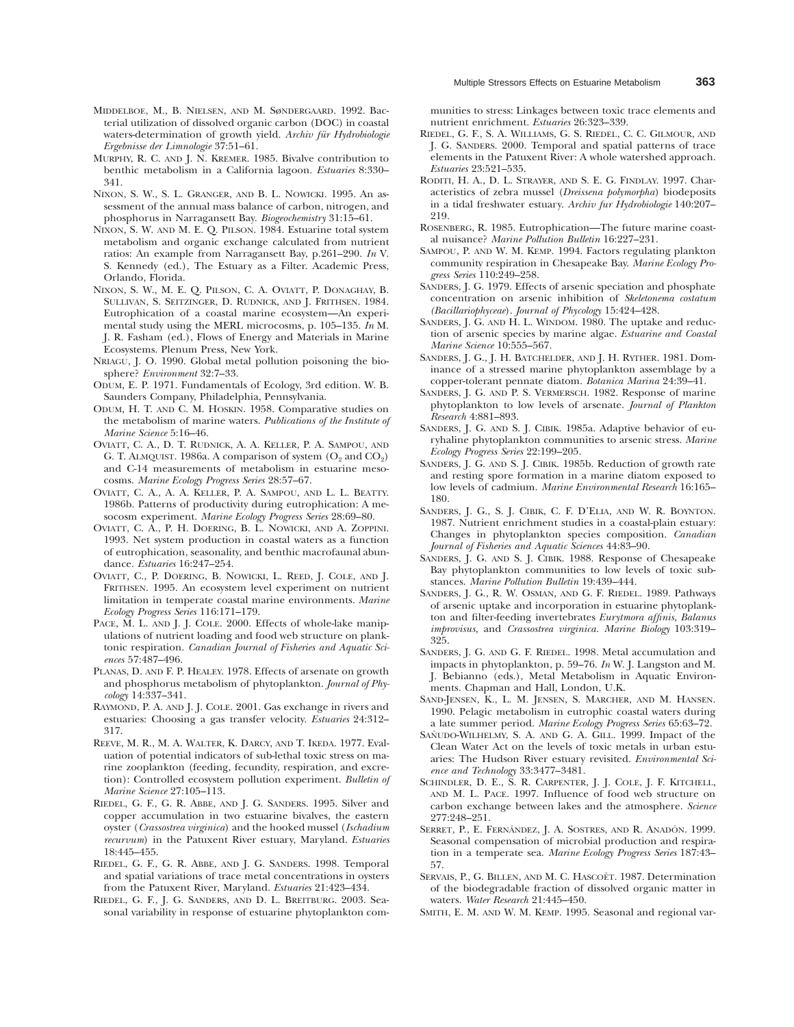MIDDELBOE, M., B. NIELSEN, AND M. SØNDERGAARD. 1992. Bacterial utilization of dissolved organic carbon (DOC) in coastal waters-determination of growth yield. *Archiv für Hydrobiologie Ergebnisse der Limnologie* 37:51–61.

MURPHY, R. C. AND J. N. KREMER. 1985. Bivalve contribution to benthic metabolism in a California lagoon. *Estuaries* 8:330–341.

NIXON, S. W., S. L. GRANGER, AND B. L. NOWICKI. 1995. An assessment of the annual mass balance of carbon, nitrogen, and phosphorus in Narragansett Bay. *Biogeochemistry* 31:15–61.

NIXON, S. W. AND M. E. Q. PILSON. 1984. Estuarine total system metabolism and organic exchange calculated from nutrient ratios: An example from Narragansett Bay, p.261–290. *In* V. S. Kennedy (ed.), The Estuary as a Filter. Academic Press, Orlando, Florida.

NIXON, S. W., M. E. Q. PILSON, C. A. OVIATT, P. DONAGHAY, B. SULLIVAN, S. SEITZINGER, D. RUDNICK, AND J. FRITHSEN. 1984. Eutrophication of a coastal marine ecosystem—An experimental study using the MERL microcosms, p. 105–135. *In* M. J. R. Fasham (ed.), Flows of Energy and Materials in Marine Ecosystems. Plenum Press, New York.

NRIAGU, J. O. 1990. Global metal pollution poisoning the biosphere? *Environment* 32:7–33.

ODUM, E. P. 1971. Fundamentals of Ecology, 3rd edition. W. B. Saunders Company, Philadelphia, Pennsylvania.

ODUM, H. T. AND C. M. HOSKIN. 1958. Comparative studies on the metabolism of marine waters. *Publications of the Institute of Marine Science* 5:16–46.

OVIATT, C. A., D. T. RUDNICK, A. A. KELLER, P. A. SAMPOU, AND G. T. ALMQUIST. 1986a. A comparison of system ($O_2$ and $CO_2$) and C-14 measurements of metabolism in estuarine mesocosms. *Marine Ecology Progress Series* 28:57–67.

OVIATT, C. A., A. A. KELLER, P. A. SAMPOU, AND L. L. BEATTY. 1986b. Patterns of productivity during eutrophication: A mesocosm experiment. *Marine Ecology Progress Series* 28:69–80.

OVIATT, C. A., P. H. DOERING, B. L. NOWICKI, AND A. ZOPPINI. 1993. Net system production in coastal waters as a function of eutrophication, seasonality, and benthic macrofaunal abundance. *Estuaries* 16:247–254.

OVIATT, C., P. DOERING, B. NOWICKI, L. REED, J. COLE, AND J. FRITHSEN. 1995. An ecosystem level experiment on nutrient limitation in temperate coastal marine environments. *Marine Ecology Progress Series* 116:171–179.

PACE, M. L. AND J. J. COLE. 2000. Effects of whole-lake manipulations of nutrient loading and food web structure on planktonic respiration. *Canadian Journal of Fisheries and Aquatic Sciences* 57:487–496.

PLANAS, D. AND F. P. HEALEY. 1978. Effects of arsenate on growth and phosphorus metabolism of phytoplankton. *Journal of Phycology* 14:337–341.

RAYMOND, P. A. AND J. J. COLE. 2001. Gas exchange in rivers and estuaries: Choosing a gas transfer velocity. *Estuaries* 24:312–317.

REEVE, M. R., M. A. WALTER, K. DARCY, AND T. IKEDA. 1977. Evaluation of potential indicators of sub-lethal toxic stress on marine zooplankton (feeding, fecundity, respiration, and excretion): Controlled ecosystem pollution experiment. *Bulletin of Marine Science* 27:105–113.

RIEDEL, G. F., G. R. ABBE, AND J. G. SANDERS. 1995. Silver and copper accumulation in two estuarine bivalves, the eastern oyster (*Crassostrea virginica*) and the hooked mussel (*Ischadium recurvum*) in the Patuxent River estuary, Maryland. *Estuaries* 18:445–455.

RIEDEL, G. F., G. R. ABBE, AND J. G. SANDERS. 1998. Temporal and spatial variations of trace metal concentrations in oysters from the Patuxent River, Maryland. *Estuaries* 21:423–434.

RIEDEL, G. F., J. G. SANDERS, AND D. L. BREITBURG. 2003. Seasonal variability in response of estuarine phytoplankton communities to stress: Linkages between toxic trace elements and nutrient enrichment. *Estuaries* 26:323–339.

RIEDEL, G. F., S. A. WILLIAMS, G. S. RIEDEL, C. C. GILMOUR, AND J. G. SANDERS. 2000. Temporal and spatial patterns of trace elements in the Patuxent River: A whole watershed approach. *Estuaries* 23:521–535.

RODITI, H. A., D. L. STRAYER, AND S. E. G. FINDLAY. 1997. Characteristics of zebra mussel (*Dreissena polymorpha*) biodeposits in a tidal freshwater estuary. *Archiv fur Hydrobiologie* 140:207–219.

ROSENBERG, R. 1985. Eutrophication—The future marine coastal nuisance? *Marine Pollution Bulletin* 16:227–231.

SAMPOU, P. AND W. M. KEMP. 1994. Factors regulating plankton community respiration in Chesapeake Bay. *Marine Ecology Progress Series* 110:249–258.

SANDERS, J. G. 1979. Effects of arsenic speciation and phosphate concentration on arsenic inhibition of *Skeletonema costatum* (*Bacillariophyceae*). *Journal of Phycology* 15:424–428.

SANDERS, J. G. AND H. L. WINDOM. 1980. The uptake and reduction of arsenic species by marine algae. *Estuarine and Coastal Marine Science* 10:555–567.

SANDERS, J. G., J. H. BATCHELDER, AND J. H. RYTHER. 1981. Dominance of a stressed marine phytoplankton assemblage by a copper-tolerant pennate diatom. *Botanica Marina* 24:39–41.

SANDERS, J. G. AND P. S. VERMERSCH. 1982. Response of marine phytoplankton to low levels of arsenate. *Journal of Plankton Research* 4:881–893.

SANDERS, J. G. AND S. J. CIBIK. 1985a. Adaptive behavior of euryhaline phytoplankton communities to arsenic stress. *Marine Ecology Progress Series* 22:199–205.

SANDERS, J. G. AND S. J. CIBIK. 1985b. Reduction of growth rate and resting spore formation in a marine diatom exposed to low levels of cadmium. *Marine Environmental Research* 16:165–180.

SANDERS, J. G., S. J. CIBIK, C. F. D'ELIA, AND W. R. BOYNTON. 1987. Nutrient enrichment studies in a coastal-plain estuary: Changes in phytoplankton species composition. *Canadian Journal of Fisheries and Aquatic Sciences* 44:83–90.

SANDERS, J. G. AND S. J. CIBIK. 1988. Response of Chesapeake Bay phytoplankton communities to low levels of toxic substances. *Marine Pollution Bulletin* 19:439–444.

SANDERS, J. G., R. W. OSMAN, AND G. F. RIEDEL. 1989. Pathways of arsenic uptake and incorporation in estuarine phytoplankton and filter-feeding invertebrates *Eurytmora affinis, Balanus improvisus,* and *Crassostrea virginica. Marine Biology* 103:319–325.

SANDERS, J. G. AND G. F. RIEDEL. 1998. Metal accumulation and impacts in phytoplankton, p. 59–76. *In* W. J. Langston and M. J. Bebianno (eds.), Metal Metabolism in Aquatic Environments. Chapman and Hall, London, U.K.

SAND-JENSEN, K., L. M. JENSEN, S. MARCHER, AND M. HANSEN. 1990. Pelagic metabolism in eutrophic coastal waters during a late summer period. *Marine Ecology Progress Series* 65:63–72.

SAÑUDO-WILHELMY, S. A. AND G. A. GILL. 1999. Impact of the Clean Water Act on the levels of toxic metals in urban estuaries: The Hudson River estuary revisited. *Environmental Science and Technology* 33:3477–3481.

SCHINDLER, D. E., S. R. CARPENTER, J. J. COLE, J. F. KITCHELL, AND M. L. PACE. 1997. Influence of food web structure on carbon exchange between lakes and the atmosphere. *Science* 277:248–251.

SERRET, P., E. FERNÁNDEZ, J. A. SOSTRES, AND R. ANADÓN. 1999. Seasonal compensation of microbial production and respiration in a temperate sea. *Marine Ecology Progress Series* 187:43–57.

SERVAIS, P., G. BILLEN, AND M. C. HASCOËT. 1987. Determination of the biodegradable fraction of dissolved organic matter in waters. *Water Research* 21:445–450.

SMITH, E. M. AND W. M. KEMP. 1995. Seasonal and regional var-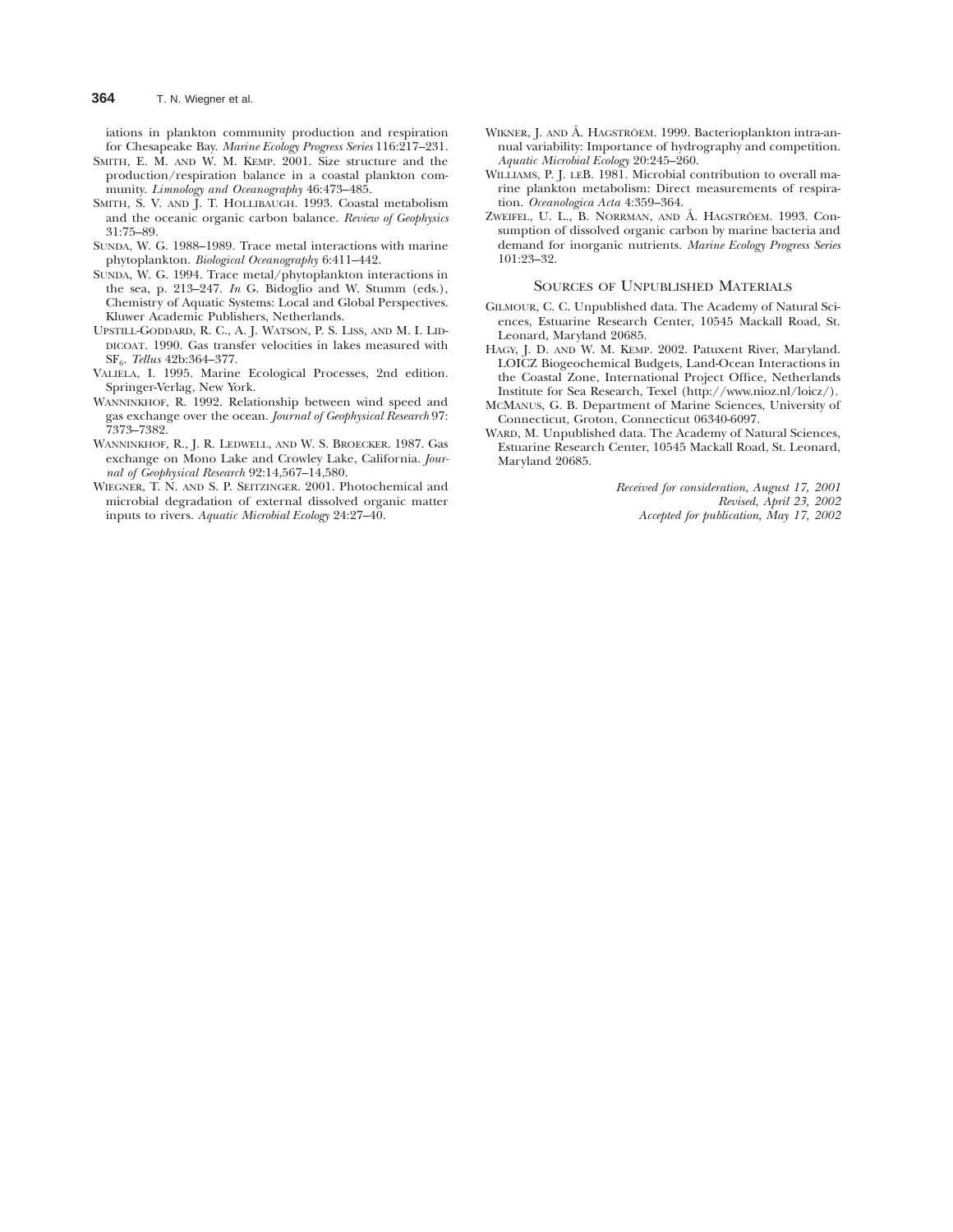iations in plankton community production and respiration for Chesapeake Bay. *Marine Ecology Progress Series* 116:217–231.

SMITH, E. M. AND W. M. KEMP. 2001. Size structure and the production/respiration balance in a coastal plankton community. *Limnology and Oceanography* 46:473–485.

SMITH, S. V. AND J. T. HOLLIBAUGH. 1993. Coastal metabolism and the oceanic organic carbon balance. *Review of Geophysics* 31:75–89.

SUNDA, W. G. 1988–1989. Trace metal interactions with marine phytoplankton. *Biological Oceanography* 6:411–442.

SUNDA, W. G. 1994. Trace metal/phytoplankton interactions in the sea, p. 213–247. *In* G. Bidoglio and W. Stumm (eds.), Chemistry of Aquatic Systems: Local and Global Perspectives. Kluwer Academic Publishers, Netherlands.

UPSTILL-GODDARD, R. C., A. J. WATSON, P. S. LISS, AND M. I. LIDDICOAT. 1990. Gas transfer velocities in lakes measured with $SF_6$. *Tellus* 42b:364–377.

VALIELA, I. 1995. Marine Ecological Processes, 2nd edition. Springer-Verlag, New York.

WANNINKHOF, R. 1992. Relationship between wind speed and gas exchange over the ocean. *Journal of Geophysical Research* 97: 7373–7382.

WANNINKHOF, R., J. R. LEDWELL, AND W. S. BROECKER. 1987. Gas exchange on Mono Lake and Crowley Lake, California. *Journal of Geophysical Research* 92:14,567–14,580.

WIEGNER, T. N. AND S. P. SEITZINGER. 2001. Photochemical and microbial degradation of external dissolved organic matter inputs to rivers. *Aquatic Microbial Ecology* 24:27–40.

WIKNER, J. AND Å. HAGSTRÖEM. 1999. Bacterioplankton intra-annual variability: Importance of hydrography and competition. *Aquatic Microbial Ecology* 20:245–260.

WILLIAMS, P. J. LEB. 1981. Microbial contribution to overall marine plankton metabolism: Direct measurements of respiration. *Oceanologica Acta* 4:359–364.

ZWEIFEL, U. L., B. NORRMAN, AND Å. HAGSTRÖEM. 1993. Consumption of dissolved organic carbon by marine bacteria and demand for inorganic nutrients. *Marine Ecology Progress Series* 101:23–32.

## SOURCES OF UNPUBLISHED MATERIALS

GILMOUR, C. C. Unpublished data. The Academy of Natural Sciences, Estuarine Research Center, 10545 Mackall Road, St. Leonard, Maryland 20685.

HAGY, J. D. AND W. M. KEMP. 2002. Patuxent River, Maryland. LOICZ Biogeochemical Budgets, Land-Ocean Interactions in the Coastal Zone, International Project Office, Netherlands Institute for Sea Research, Texel (http://www.nioz.nl/loicz/).

MCMANUS, G. B. Department of Marine Sciences, University of Connecticut, Groton, Connecticut 06340-6097.

WARD, M. Unpublished data. The Academy of Natural Sciences, Estuarine Research Center, 10545 Mackall Road, St. Leonard, Maryland 20685.

*Received for consideration, August 17, 2001*
*Revised, April 23, 2002*
*Accepted for publication, May 17, 2002*